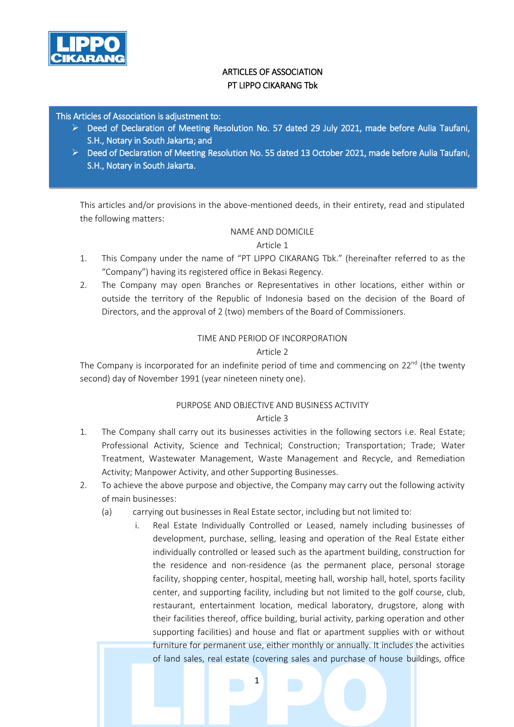# ARTICLES OF ASSOCIATION
# PT LIPPO CIKARANG Tbk

This Articles of Association is adjustment to:

- Deed of Declaration of Meeting Resolution No. 57 dated 29 July 2021, made before Aulia Taufani, S.H., Notary in South Jakarta; and
- Deed of Declaration of Meeting Resolution No. 55 dated 13 October 2021, made before Aulia Taufani, S.H., Notary in South Jakarta.

This articles and/or provisions in the above-mentioned deeds, in their entirety, read and stipulated the following matters:

## NAME AND DOMICILE
### Article 1

1. This Company under the name of "PT LIPPO CIKARANG Tbk." (hereinafter referred to as the "Company") having its registered office in Bekasi Regency.
2. The Company may open Branches or Representatives in other locations, either within or outside the territory of the Republic of Indonesia based on the decision of the Board of Directors, and the approval of 2 (two) members of the Board of Commissioners.

## TIME AND PERIOD OF INCORPORATION
### Article 2

The Company is incorporated for an indefinite period of time and commencing on 22nd (the twenty second) day of November 1991 (year nineteen ninety one).

## PURPOSE AND OBJECTIVE AND BUSINESS ACTIVITY
### Article 3

1. The Company shall carry out its businesses activities in the following sectors i.e. Real Estate; Professional Activity, Science and Technical; Construction; Transportation; Trade; Water Treatment, Wastewater Management, Waste Management and Recycle, and Remediation Activity; Manpower Activity, and other Supporting Businesses.
2. To achieve the above purpose and objective, the Company may carry out the following activity of main businesses:
   (a) carrying out businesses in Real Estate sector, including but not limited to:
      i. Real Estate Individually Controlled or Leased, namely including businesses of development, purchase, selling, leasing and operation of the Real Estate either individually controlled or leased such as the apartment building, construction for the residence and non-residence (as the permanent place, personal storage facility, shopping center, hospital, meeting hall, worship hall, hotel, sports facility center, and supporting facility, including but not limited to the golf course, club, restaurant, entertainment location, medical laboratory, drugstore, along with their facilities thereof, office building, burial activity, parking operation and other supporting facilities) and house and flat or apartment supplies with or without furniture for permanent use, either monthly or annually. It includes the activities of land sales, real estate (covering sales and purchase of house buildings, office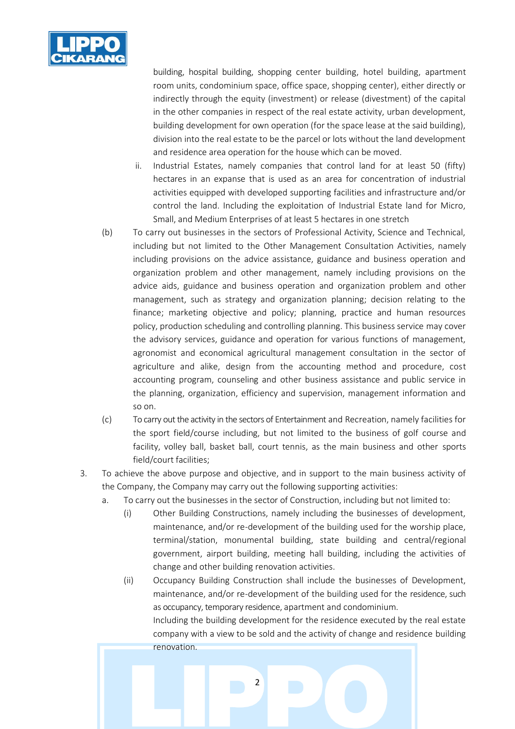building, hospital building, shopping center building, hotel building, apartment room units, condominium space, office space, shopping center), either directly or indirectly through the equity (investment) or release (divestment) of the capital in the other companies in respect of the real estate activity, urban development, building development for own operation (for the space lease at the said building), division into the real estate to be the parcel or lots without the land development and residence area operation for the house which can be moved.

   ii. Industrial Estates, namely companies that control land for at least 50 (fifty) hectares in an expanse that is used as an area for concentration of industrial activities equipped with developed supporting facilities and infrastructure and/or control the land. Including the exploitation of Industrial Estate land for Micro, Small, and Medium Enterprises of at least 5 hectares in one stretch

(b) To carry out businesses in the sectors of Professional Activity, Science and Technical, including but not limited to the Other Management Consultation Activities, namely including provisions on the advice assistance, guidance and business operation and organization problem and other management, namely including provisions on the advice aids, guidance and business operation and organization problem and other management, such as strategy and organization planning; decision relating to the finance; marketing objective and policy; planning, practice and human resources policy, production scheduling and controlling planning. This business service may cover the advisory services, guidance and operation for various functions of management, agronomist and economical agricultural management consultation in the sector of agriculture and alike, design from the accounting method and procedure, cost accounting program, counseling and other business assistance and public service in the planning, organization, efficiency and supervision, management information and so on.

(c) To carry out the activity in the sectors of Entertainment and Recreation, namely facilities for the sport field/course including, but not limited to the business of golf course and facility, volley ball, basket ball, court tennis, as the main business and other sports field/court facilities;

3. To achieve the above purpose and objective, and in support to the main business activity of the Company, the Company may carry out the following supporting activities:

   a. To carry out the businesses in the sector of Construction, including but not limited to:

      (i) Other Building Constructions, namely including the businesses of development, maintenance, and/or re-development of the building used for the worship place, terminal/station, monumental building, state building and central/regional government, airport building, meeting hall building, including the activities of change and other building renovation activities.

      (ii) Occupancy Building Construction shall include the businesses of Development, maintenance, and/or re-development of the building used for the residence, such as occupancy, temporary residence, apartment and condominium.

      Including the building development for the residence executed by the real estate company with a view to be sold and the activity of change and residence building renovation.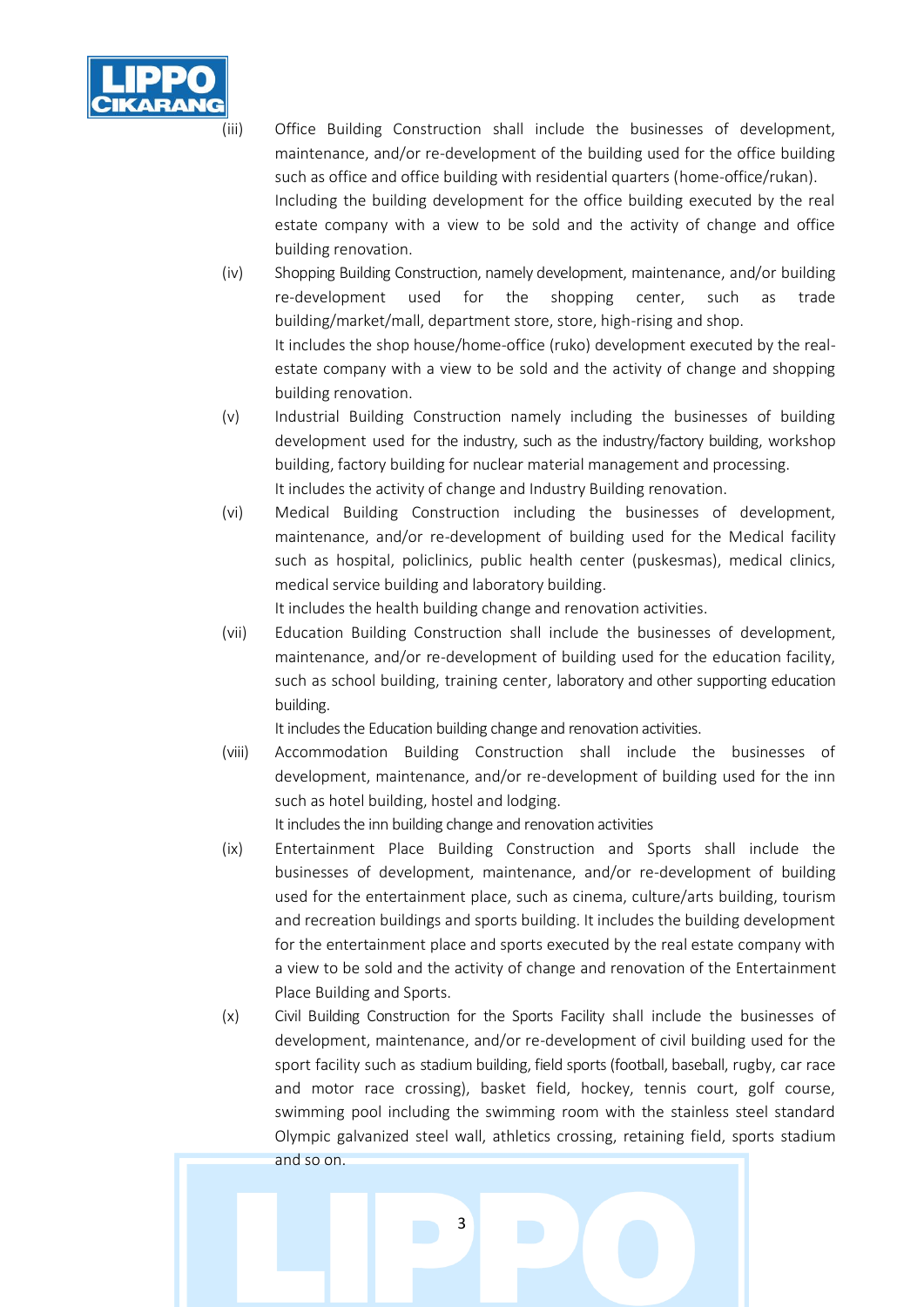(iii) Office Building Construction shall include the businesses of development, maintenance, and/or re-development of the building used for the office building such as office and office building with residential quarters (home-office/rukan). Including the building development for the office building executed by the real estate company with a view to be sold and the activity of change and office building renovation.

(iv) Shopping Building Construction, namely development, maintenance, and/or building re-development used for the shopping center, such as trade building/market/mall, department store, store, high-rising and shop. It includes the shop house/home-office (ruko) development executed by the real-estate company with a view to be sold and the activity of change and shopping building renovation.

(v) Industrial Building Construction namely including the businesses of building development used for the industry, such as the industry/factory building, workshop building, factory building for nuclear material management and processing. It includes the activity of change and Industry Building renovation.

(vi) Medical Building Construction including the businesses of development, maintenance, and/or re-development of building used for the Medical facility such as hospital, policlinics, public health center (puskesmas), medical clinics, medical service building and laboratory building. It includes the health building change and renovation activities.

(vii) Education Building Construction shall include the businesses of development, maintenance, and/or re-development of building used for the education facility, such as school building, training center, laboratory and other supporting education building. It includes the Education building change and renovation activities.

(viii) Accommodation Building Construction shall include the businesses of development, maintenance, and/or re-development of building used for the inn such as hotel building, hostel and lodging. It includes the inn building change and renovation activities

(ix) Entertainment Place Building Construction and Sports shall include the businesses of development, maintenance, and/or re-development of building used for the entertainment place, such as cinema, culture/arts building, tourism and recreation buildings and sports building. It includes the building development for the entertainment place and sports executed by the real estate company with a view to be sold and the activity of change and renovation of the Entertainment Place Building and Sports.

(x) Civil Building Construction for the Sports Facility shall include the businesses of development, maintenance, and/or re-development of civil building used for the sport facility such as stadium building, field sports (football, baseball, rugby, car race and motor race crossing), basket field, hockey, tennis court, golf course, swimming pool including the swimming room with the stainless steel standard Olympic galvanized steel wall, athletics crossing, retaining field, sports stadium and so on.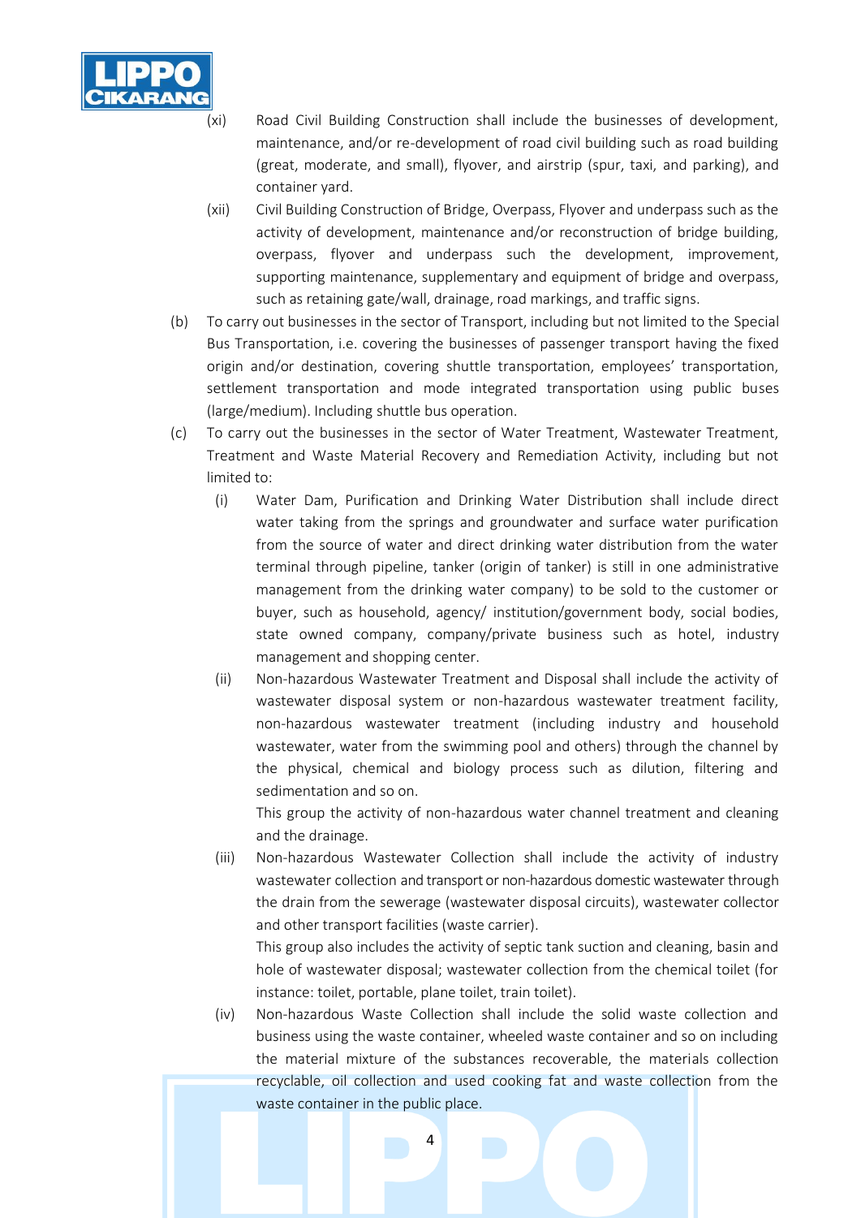(xi) Road Civil Building Construction shall include the businesses of development, maintenance, and/or re-development of road civil building such as road building (great, moderate, and small), flyover, and airstrip (spur, taxi, and parking), and container yard.

(xii) Civil Building Construction of Bridge, Overpass, Flyover and underpass such as the activity of development, maintenance and/or reconstruction of bridge building, overpass, flyover and underpass such the development, improvement, supporting maintenance, supplementary and equipment of bridge and overpass, such as retaining gate/wall, drainage, road markings, and traffic signs.

(b) To carry out businesses in the sector of Transport, including but not limited to the Special Bus Transportation, i.e. covering the businesses of passenger transport having the fixed origin and/or destination, covering shuttle transportation, employees' transportation, settlement transportation and mode integrated transportation using public buses (large/medium). Including shuttle bus operation.

(c) To carry out the businesses in the sector of Water Treatment, Wastewater Treatment, Treatment and Waste Material Recovery and Remediation Activity, including but not limited to:

(i) Water Dam, Purification and Drinking Water Distribution shall include direct water taking from the springs and groundwater and surface water purification from the source of water and direct drinking water distribution from the water terminal through pipeline, tanker (origin of tanker) is still in one administrative management from the drinking water company) to be sold to the customer or buyer, such as household, agency/ institution/government body, social bodies, state owned company, company/private business such as hotel, industry management and shopping center.

(ii) Non-hazardous Wastewater Treatment and Disposal shall include the activity of wastewater disposal system or non-hazardous wastewater treatment facility, non-hazardous wastewater treatment (including industry and household wastewater, water from the swimming pool and others) through the channel by the physical, chemical and biology process such as dilution, filtering and sedimentation and so on.

This group the activity of non-hazardous water channel treatment and cleaning and the drainage.

(iii) Non-hazardous Wastewater Collection shall include the activity of industry wastewater collection and transport or non-hazardous domestic wastewater through the drain from the sewerage (wastewater disposal circuits), wastewater collector and other transport facilities (waste carrier).

This group also includes the activity of septic tank suction and cleaning, basin and hole of wastewater disposal; wastewater collection from the chemical toilet (for instance: toilet, portable, plane toilet, train toilet).

(iv) Non-hazardous Waste Collection shall include the solid waste collection and business using the waste container, wheeled waste container and so on including the material mixture of the substances recoverable, the materials collection recyclable, oil collection and used cooking fat and waste collection from the waste container in the public place.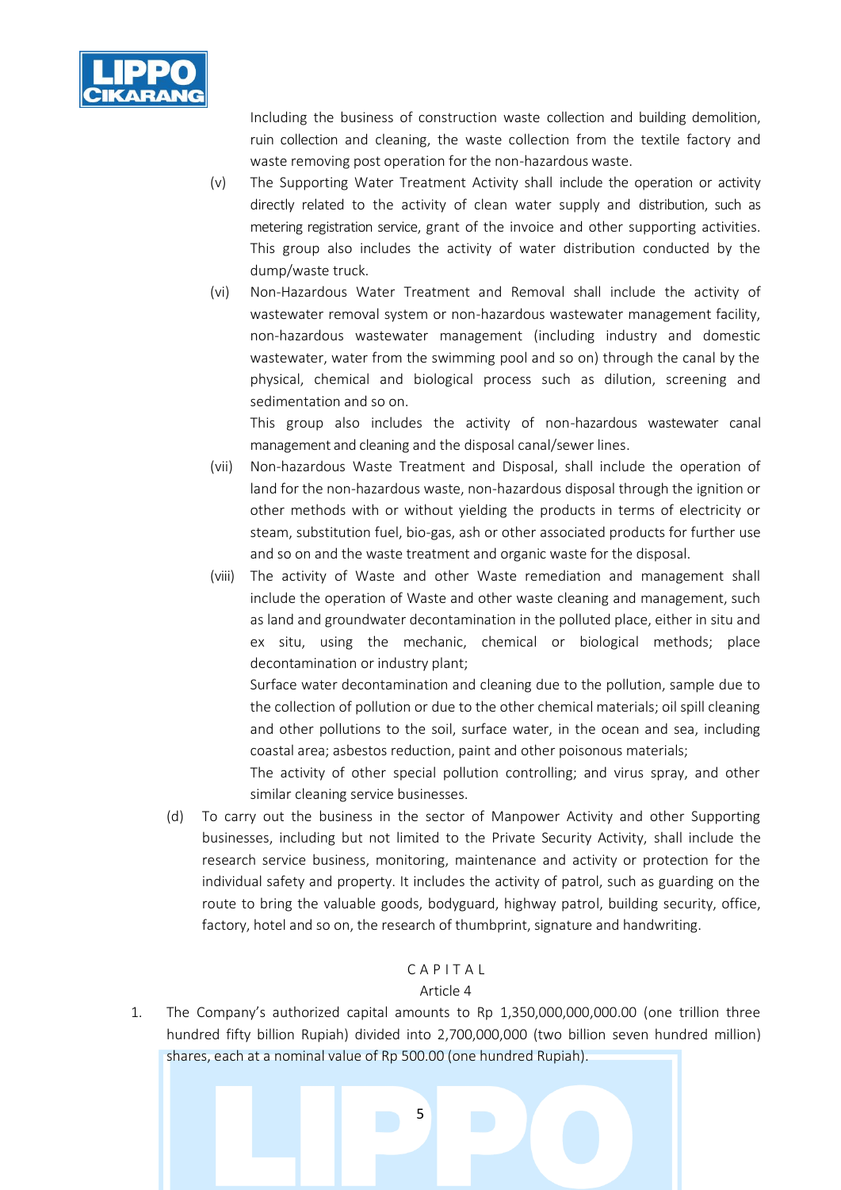Including the business of construction waste collection and building demolition, ruin collection and cleaning, the waste collection from the textile factory and waste removing post operation for the non-hazardous waste.

(v) The Supporting Water Treatment Activity shall include the operation or activity directly related to the activity of clean water supply and distribution, such as metering registration service, grant of the invoice and other supporting activities. This group also includes the activity of water distribution conducted by the dump/waste truck.

(vi) Non-Hazardous Water Treatment and Removal shall include the activity of wastewater removal system or non-hazardous wastewater management facility, non-hazardous wastewater management (including industry and domestic wastewater, water from the swimming pool and so on) through the canal by the physical, chemical and biological process such as dilution, screening and sedimentation and so on.

This group also includes the activity of non-hazardous wastewater canal management and cleaning and the disposal canal/sewer lines.

(vii) Non-hazardous Waste Treatment and Disposal, shall include the operation of land for the non-hazardous waste, non-hazardous disposal through the ignition or other methods with or without yielding the products in terms of electricity or steam, substitution fuel, bio-gas, ash or other associated products for further use and so on and the waste treatment and organic waste for the disposal.

(viii) The activity of Waste and other Waste remediation and management shall include the operation of Waste and other waste cleaning and management, such as land and groundwater decontamination in the polluted place, either in situ and ex situ, using the mechanic, chemical or biological methods; place decontamination or industry plant;

Surface water decontamination and cleaning due to the pollution, sample due to the collection of pollution or due to the other chemical materials; oil spill cleaning and other pollutions to the soil, surface water, in the ocean and sea, including coastal area; asbestos reduction, paint and other poisonous materials;

The activity of other special pollution controlling; and virus spray, and other similar cleaning service businesses.

(d) To carry out the business in the sector of Manpower Activity and other Supporting businesses, including but not limited to the Private Security Activity, shall include the research service business, monitoring, maintenance and activity or protection for the individual safety and property. It includes the activity of patrol, such as guarding on the route to bring the valuable goods, bodyguard, highway patrol, building security, office, factory, hotel and so on, the research of thumbprint, signature and handwriting.

## CAPITAL

### Article 4

1. The Company's authorized capital amounts to Rp 1,350,000,000,000.00 (one trillion three hundred fifty billion Rupiah) divided into 2,700,000,000 (two billion seven hundred million) shares, each at a nominal value of Rp 500.00 (one hundred Rupiah).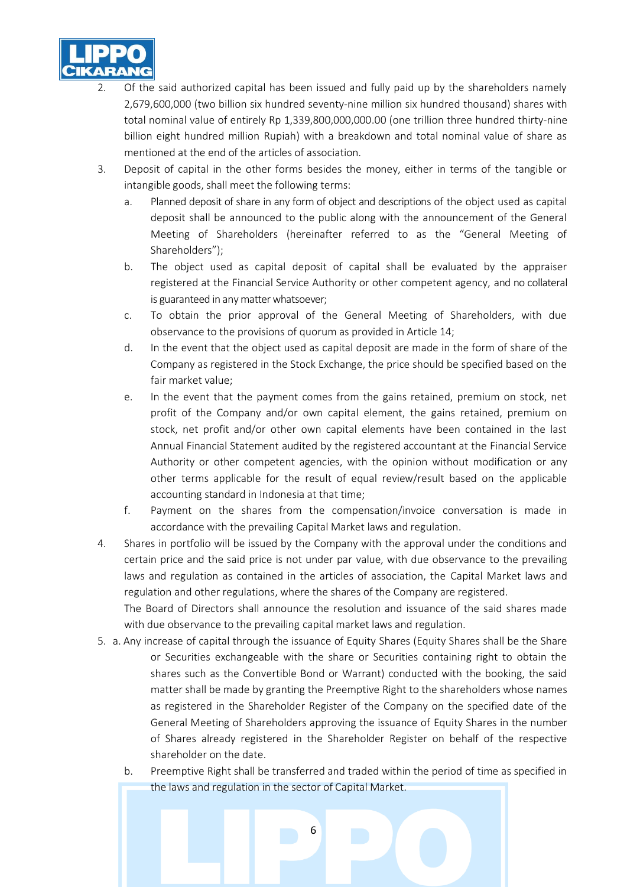2. Of the said authorized capital has been issued and fully paid up by the shareholders namely 2,679,600,000 (two billion six hundred seventy-nine million six hundred thousand) shares with total nominal value of entirely Rp 1,339,800,000,000.00 (one trillion three hundred thirty-nine billion eight hundred million Rupiah) with a breakdown and total nominal value of share as mentioned at the end of the articles of association.
3. Deposit of capital in the other forms besides the money, either in terms of the tangible or intangible goods, shall meet the following terms:
   a. Planned deposit of share in any form of object and descriptions of the object used as capital deposit shall be announced to the public along with the announcement of the General Meeting of Shareholders (hereinafter referred to as the "General Meeting of Shareholders");
   b. The object used as capital deposit of capital shall be evaluated by the appraiser registered at the Financial Service Authority or other competent agency, and no collateral is guaranteed in any matter whatsoever;
   c. To obtain the prior approval of the General Meeting of Shareholders, with due observance to the provisions of quorum as provided in Article 14;
   d. In the event that the object used as capital deposit are made in the form of share of the Company as registered in the Stock Exchange, the price should be specified based on the fair market value;
   e. In the event that the payment comes from the gains retained, premium on stock, net profit of the Company and/or own capital element, the gains retained, premium on stock, net profit and/or other own capital elements have been contained in the last Annual Financial Statement audited by the registered accountant at the Financial Service Authority or other competent agencies, with the opinion without modification or any other terms applicable for the result of equal review/result based on the applicable accounting standard in Indonesia at that time;
   f. Payment on the shares from the compensation/invoice conversation is made in accordance with the prevailing Capital Market laws and regulation.
4. Shares in portfolio will be issued by the Company with the approval under the conditions and certain price and the said price is not under par value, with due observance to the prevailing laws and regulation as contained in the articles of association, the Capital Market laws and regulation and other regulations, where the shares of the Company are registered.
   The Board of Directors shall announce the resolution and issuance of the said shares made with due observance to the prevailing capital market laws and regulation.
5. a. Any increase of capital through the issuance of Equity Shares (Equity Shares shall be the Share or Securities exchangeable with the share or Securities containing right to obtain the shares such as the Convertible Bond or Warrant) conducted with the booking, the said matter shall be made by granting the Preemptive Right to the shareholders whose names as registered in the Shareholder Register of the Company on the specified date of the General Meeting of Shareholders approving the issuance of Equity Shares in the number of Shares already registered in the Shareholder Register on behalf of the respective shareholder on the date.
   b. Preemptive Right shall be transferred and traded within the period of time as specified in the laws and regulation in the sector of Capital Market.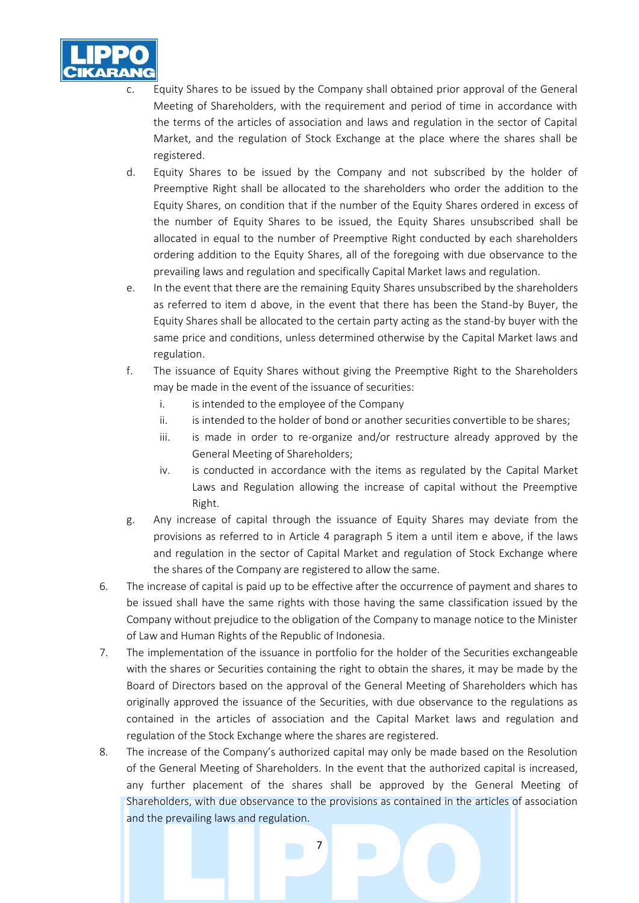c. Equity Shares to be issued by the Company shall obtained prior approval of the General Meeting of Shareholders, with the requirement and period of time in accordance with the terms of the articles of association and laws and regulation in the sector of Capital Market, and the regulation of Stock Exchange at the place where the shares shall be registered.

d. Equity Shares to be issued by the Company and not subscribed by the holder of Preemptive Right shall be allocated to the shareholders who order the addition to the Equity Shares, on condition that if the number of the Equity Shares ordered in excess of the number of Equity Shares to be issued, the Equity Shares unsubscribed shall be allocated in equal to the number of Preemptive Right conducted by each shareholders ordering addition to the Equity Shares, all of the foregoing with due observance to the prevailing laws and regulation and specifically Capital Market laws and regulation.

e. In the event that there are the remaining Equity Shares unsubscribed by the shareholders as referred to item d above, in the event that there has been the Stand-by Buyer, the Equity Shares shall be allocated to the certain party acting as the stand-by buyer with the same price and conditions, unless determined otherwise by the Capital Market laws and regulation.

f. The issuance of Equity Shares without giving the Preemptive Right to the Shareholders may be made in the event of the issuance of securities:
   i. is intended to the employee of the Company
   ii. is intended to the holder of bond or another securities convertible to be shares;
   iii. is made in order to re-organize and/or restructure already approved by the General Meeting of Shareholders;
   iv. is conducted in accordance with the items as regulated by the Capital Market Laws and Regulation allowing the increase of capital without the Preemptive Right.

g. Any increase of capital through the issuance of Equity Shares may deviate from the provisions as referred to in Article 4 paragraph 5 item a until item e above, if the laws and regulation in the sector of Capital Market and regulation of Stock Exchange where the shares of the Company are registered to allow the same.

6. The increase of capital is paid up to be effective after the occurrence of payment and shares to be issued shall have the same rights with those having the same classification issued by the Company without prejudice to the obligation of the Company to manage notice to the Minister of Law and Human Rights of the Republic of Indonesia.

7. The implementation of the issuance in portfolio for the holder of the Securities exchangeable with the shares or Securities containing the right to obtain the shares, it may be made by the Board of Directors based on the approval of the General Meeting of Shareholders which has originally approved the issuance of the Securities, with due observance to the regulations as contained in the articles of association and the Capital Market laws and regulation and regulation of the Stock Exchange where the shares are registered.

8. The increase of the Company's authorized capital may only be made based on the Resolution of the General Meeting of Shareholders. In the event that the authorized capital is increased, any further placement of the shares shall be approved by the General Meeting of Shareholders, with due observance to the provisions as contained in the articles of association and the prevailing laws and regulation.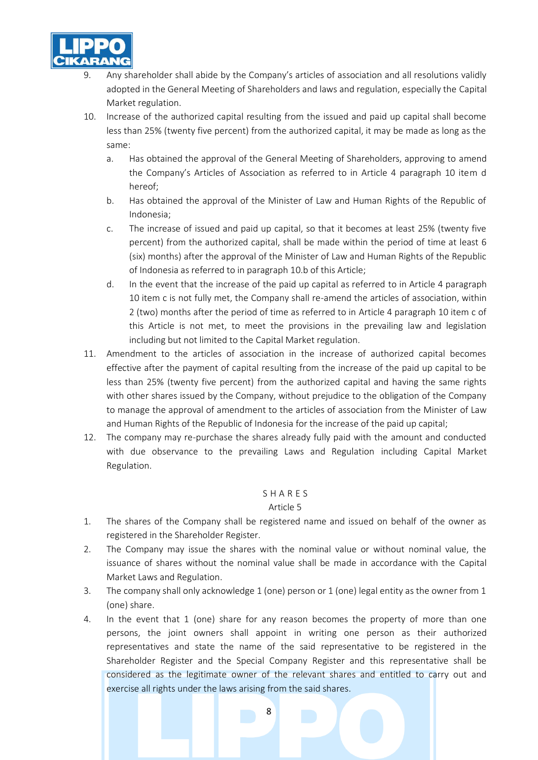9. Any shareholder shall abide by the Company's articles of association and all resolutions validly adopted in the General Meeting of Shareholders and laws and regulation, especially the Capital Market regulation.
10. Increase of the authorized capital resulting from the issued and paid up capital shall become less than 25% (twenty five percent) from the authorized capital, it may be made as long as the same:
    a. Has obtained the approval of the General Meeting of Shareholders, approving to amend the Company's Articles of Association as referred to in Article 4 paragraph 10 item d hereof;
    b. Has obtained the approval of the Minister of Law and Human Rights of the Republic of Indonesia;
    c. The increase of issued and paid up capital, so that it becomes at least 25% (twenty five percent) from the authorized capital, shall be made within the period of time at least 6 (six) months after the approval of the Minister of Law and Human Rights of the Republic of Indonesia as referred to in paragraph 10.b of this Article;
    d. In the event that the increase of the paid up capital as referred to in Article 4 paragraph 10 item c is not fully met, the Company shall re-amend the articles of association, within 2 (two) months after the period of time as referred to in Article 4 paragraph 10 item c of this Article is not met, to meet the provisions in the prevailing law and legislation including but not limited to the Capital Market regulation.
11. Amendment to the articles of association in the increase of authorized capital becomes effective after the payment of capital resulting from the increase of the paid up capital to be less than 25% (twenty five percent) from the authorized capital and having the same rights with other shares issued by the Company, without prejudice to the obligation of the Company to manage the approval of amendment to the articles of association from the Minister of Law and Human Rights of the Republic of Indonesia for the increase of the paid up capital;
12. The company may re-purchase the shares already fully paid with the amount and conducted with due observance to the prevailing Laws and Regulation including Capital Market Regulation.

## S H A R E S
## Article 5

1. The shares of the Company shall be registered name and issued on behalf of the owner as registered in the Shareholder Register.
2. The Company may issue the shares with the nominal value or without nominal value, the issuance of shares without the nominal value shall be made in accordance with the Capital Market Laws and Regulation.
3. The company shall only acknowledge 1 (one) person or 1 (one) legal entity as the owner from 1 (one) share.
4. In the event that 1 (one) share for any reason becomes the property of more than one persons, the joint owners shall appoint in writing one person as their authorized representatives and state the name of the said representative to be registered in the Shareholder Register and the Special Company Register and this representative shall be considered as the legitimate owner of the relevant shares and entitled to carry out and exercise all rights under the laws arising from the said shares.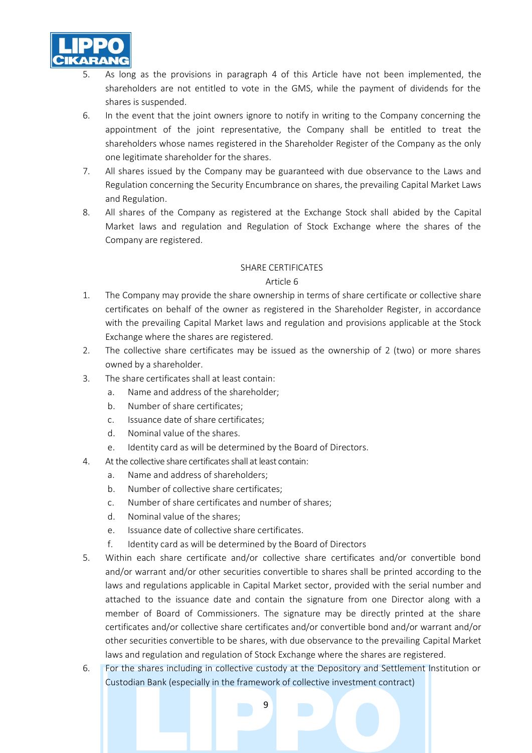5. As long as the provisions in paragraph 4 of this Article have not been implemented, the shareholders are not entitled to vote in the GMS, while the payment of dividends for the shares is suspended.
6. In the event that the joint owners ignore to notify in writing to the Company concerning the appointment of the joint representative, the Company shall be entitled to treat the shareholders whose names registered in the Shareholder Register of the Company as the only one legitimate shareholder for the shares.
7. All shares issued by the Company may be guaranteed with due observance to the Laws and Regulation concerning the Security Encumbrance on shares, the prevailing Capital Market Laws and Regulation.
8. All shares of the Company as registered at the Exchange Stock shall abided by the Capital Market laws and regulation and Regulation of Stock Exchange where the shares of the Company are registered.

## SHARE CERTIFICATES

### Article 6

1. The Company may provide the share ownership in terms of share certificate or collective share certificates on behalf of the owner as registered in the Shareholder Register, in accordance with the prevailing Capital Market laws and regulation and provisions applicable at the Stock Exchange where the shares are registered.
2. The collective share certificates may be issued as the ownership of 2 (two) or more shares owned by a shareholder.
3. The share certificates shall at least contain:
   a. Name and address of the shareholder;
   b. Number of share certificates;
   c. Issuance date of share certificates;
   d. Nominal value of the shares.
   e. Identity card as will be determined by the Board of Directors.
4. At the collective share certificates shall at least contain:
   a. Name and address of shareholders;
   b. Number of collective share certificates;
   c. Number of share certificates and number of shares;
   d. Nominal value of the shares;
   e. Issuance date of collective share certificates.
   f. Identity card as will be determined by the Board of Directors
5. Within each share certificate and/or collective share certificates and/or convertible bond and/or warrant and/or other securities convertible to shares shall be printed according to the laws and regulations applicable in Capital Market sector, provided with the serial number and attached to the issuance date and contain the signature from one Director along with a member of Board of Commissioners. The signature may be directly printed at the share certificates and/or collective share certificates and/or convertible bond and/or warrant and/or other securities convertible to be shares, with due observance to the prevailing Capital Market laws and regulation and regulation of Stock Exchange where the shares are registered.
6. For the shares including in collective custody at the Depository and Settlement Institution or Custodian Bank (especially in the framework of collective investment contract)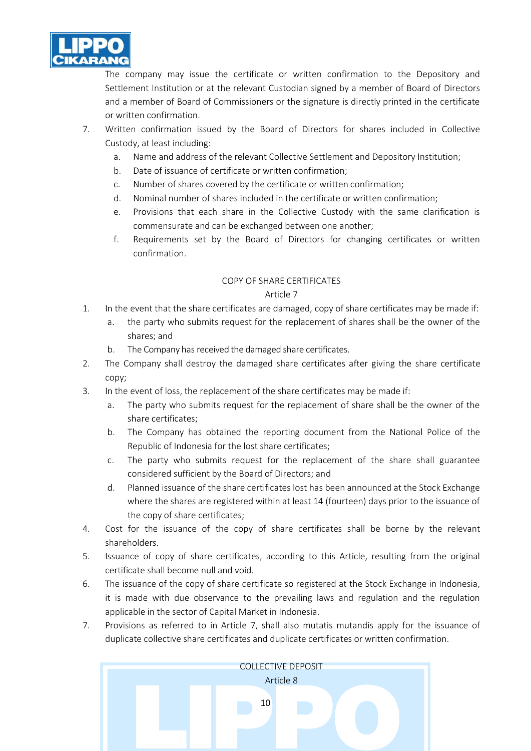The company may issue the certificate or written confirmation to the Depository and Settlement Institution or at the relevant Custodian signed by a member of Board of Directors and a member of Board of Commissioners or the signature is directly printed in the certificate or written confirmation.

7. Written confirmation issued by the Board of Directors for shares included in Collective Custody, at least including:
   a. Name and address of the relevant Collective Settlement and Depository Institution;
   b. Date of issuance of certificate or written confirmation;
   c. Number of shares covered by the certificate or written confirmation;
   d. Nominal number of shares included in the certificate or written confirmation;
   e. Provisions that each share in the Collective Custody with the same clarification is commensurate and can be exchanged between one another;
   f. Requirements set by the Board of Directors for changing certificates or written confirmation.

## COPY OF SHARE CERTIFICATES
### Article 7

1. In the event that the share certificates are damaged, copy of share certificates may be made if:
   a. the party who submits request for the replacement of shares shall be the owner of the shares; and
   b. The Company has received the damaged share certificates.
2. The Company shall destroy the damaged share certificates after giving the share certificate copy;
3. In the event of loss, the replacement of the share certificates may be made if:
   a. The party who submits request for the replacement of share shall be the owner of the share certificates;
   b. The Company has obtained the reporting document from the National Police of the Republic of Indonesia for the lost share certificates;
   c. The party who submits request for the replacement of the share shall guarantee considered sufficient by the Board of Directors; and
   d. Planned issuance of the share certificates lost has been announced at the Stock Exchange where the shares are registered within at least 14 (fourteen) days prior to the issuance of the copy of share certificates;
4. Cost for the issuance of the copy of share certificates shall be borne by the relevant shareholders.
5. Issuance of copy of share certificates, according to this Article, resulting from the original certificate shall become null and void.
6. The issuance of the copy of share certificate so registered at the Stock Exchange in Indonesia, it is made with due observance to the prevailing laws and regulation and the regulation applicable in the sector of Capital Market in Indonesia.
7. Provisions as referred to in Article 7, shall also mutatis mutandis apply for the issuance of duplicate collective share certificates and duplicate certificates or written confirmation.

## COLLECTIVE DEPOSIT
### Article 8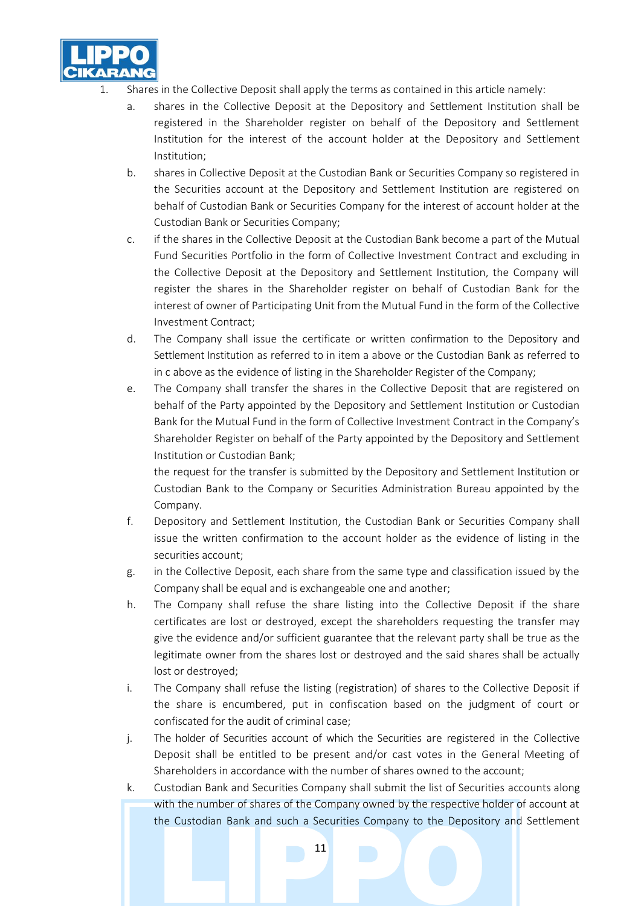1. Shares in the Collective Deposit shall apply the terms as contained in this article namely:
   a. shares in the Collective Deposit at the Depository and Settlement Institution shall be registered in the Shareholder register on behalf of the Depository and Settlement Institution for the interest of the account holder at the Depository and Settlement Institution;
   b. shares in Collective Deposit at the Custodian Bank or Securities Company so registered in the Securities account at the Depository and Settlement Institution are registered on behalf of Custodian Bank or Securities Company for the interest of account holder at the Custodian Bank or Securities Company;
   c. if the shares in the Collective Deposit at the Custodian Bank become a part of the Mutual Fund Securities Portfolio in the form of Collective Investment Contract and excluding in the Collective Deposit at the Depository and Settlement Institution, the Company will register the shares in the Shareholder register on behalf of Custodian Bank for the interest of owner of Participating Unit from the Mutual Fund in the form of the Collective Investment Contract;
   d. The Company shall issue the certificate or written confirmation to the Depository and Settlement Institution as referred to in item a above or the Custodian Bank as referred to in c above as the evidence of listing in the Shareholder Register of the Company;
   e. The Company shall transfer the shares in the Collective Deposit that are registered on behalf of the Party appointed by the Depository and Settlement Institution or Custodian Bank for the Mutual Fund in the form of Collective Investment Contract in the Company's Shareholder Register on behalf of the Party appointed by the Depository and Settlement Institution or Custodian Bank;

      the request for the transfer is submitted by the Depository and Settlement Institution or Custodian Bank to the Company or Securities Administration Bureau appointed by the Company.
   f. Depository and Settlement Institution, the Custodian Bank or Securities Company shall issue the written confirmation to the account holder as the evidence of listing in the securities account;
   g. in the Collective Deposit, each share from the same type and classification issued by the Company shall be equal and is exchangeable one and another;
   h. The Company shall refuse the share listing into the Collective Deposit if the share certificates are lost or destroyed, except the shareholders requesting the transfer may give the evidence and/or sufficient guarantee that the relevant party shall be true as the legitimate owner from the shares lost or destroyed and the said shares shall be actually lost or destroyed;
   i. The Company shall refuse the listing (registration) of shares to the Collective Deposit if the share is encumbered, put in confiscation based on the judgment of court or confiscated for the audit of criminal case;
   j. The holder of Securities account of which the Securities are registered in the Collective Deposit shall be entitled to be present and/or cast votes in the General Meeting of Shareholders in accordance with the number of shares owned to the account;
   k. Custodian Bank and Securities Company shall submit the list of Securities accounts along with the number of shares of the Company owned by the respective holder of account at the Custodian Bank and such a Securities Company to the Depository and Settlement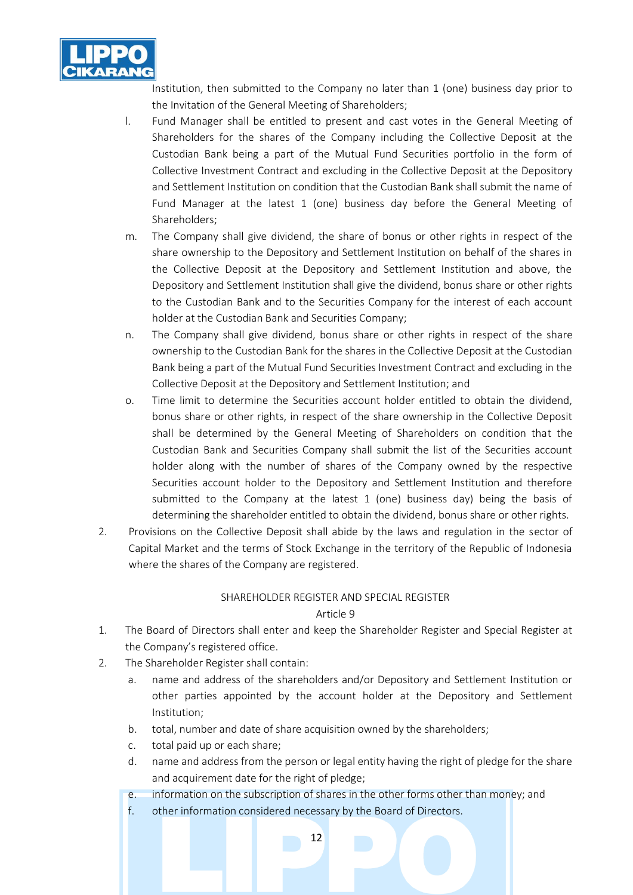Institution, then submitted to the Company no later than 1 (one) business day prior to the Invitation of the General Meeting of Shareholders;

l. Fund Manager shall be entitled to present and cast votes in the General Meeting of Shareholders for the shares of the Company including the Collective Deposit at the Custodian Bank being a part of the Mutual Fund Securities portfolio in the form of Collective Investment Contract and excluding in the Collective Deposit at the Depository and Settlement Institution on condition that the Custodian Bank shall submit the name of Fund Manager at the latest 1 (one) business day before the General Meeting of Shareholders;

m. The Company shall give dividend, the share of bonus or other rights in respect of the share ownership to the Depository and Settlement Institution on behalf of the shares in the Collective Deposit at the Depository and Settlement Institution and above, the Depository and Settlement Institution shall give the dividend, bonus share or other rights to the Custodian Bank and to the Securities Company for the interest of each account holder at the Custodian Bank and Securities Company;

n. The Company shall give dividend, bonus share or other rights in respect of the share ownership to the Custodian Bank for the shares in the Collective Deposit at the Custodian Bank being a part of the Mutual Fund Securities Investment Contract and excluding in the Collective Deposit at the Depository and Settlement Institution; and

o. Time limit to determine the Securities account holder entitled to obtain the dividend, bonus share or other rights, in respect of the share ownership in the Collective Deposit shall be determined by the General Meeting of Shareholders on condition that the Custodian Bank and Securities Company shall submit the list of the Securities account holder along with the number of shares of the Company owned by the respective Securities account holder to the Depository and Settlement Institution and therefore submitted to the Company at the latest 1 (one) business day) being the basis of determining the shareholder entitled to obtain the dividend, bonus share or other rights.

2. Provisions on the Collective Deposit shall abide by the laws and regulation in the sector of Capital Market and the terms of Stock Exchange in the territory of the Republic of Indonesia where the shares of the Company are registered.

SHAREHOLDER REGISTER AND SPECIAL REGISTER

Article 9

1. The Board of Directors shall enter and keep the Shareholder Register and Special Register at the Company's registered office.
2. The Shareholder Register shall contain:
   a. name and address of the shareholders and/or Depository and Settlement Institution or other parties appointed by the account holder at the Depository and Settlement Institution;
   b. total, number and date of share acquisition owned by the shareholders;
   c. total paid up or each share;
   d. name and address from the person or legal entity having the right of pledge for the share and acquirement date for the right of pledge;
   e. information on the subscription of shares in the other forms other than money; and
   f. other information considered necessary by the Board of Directors.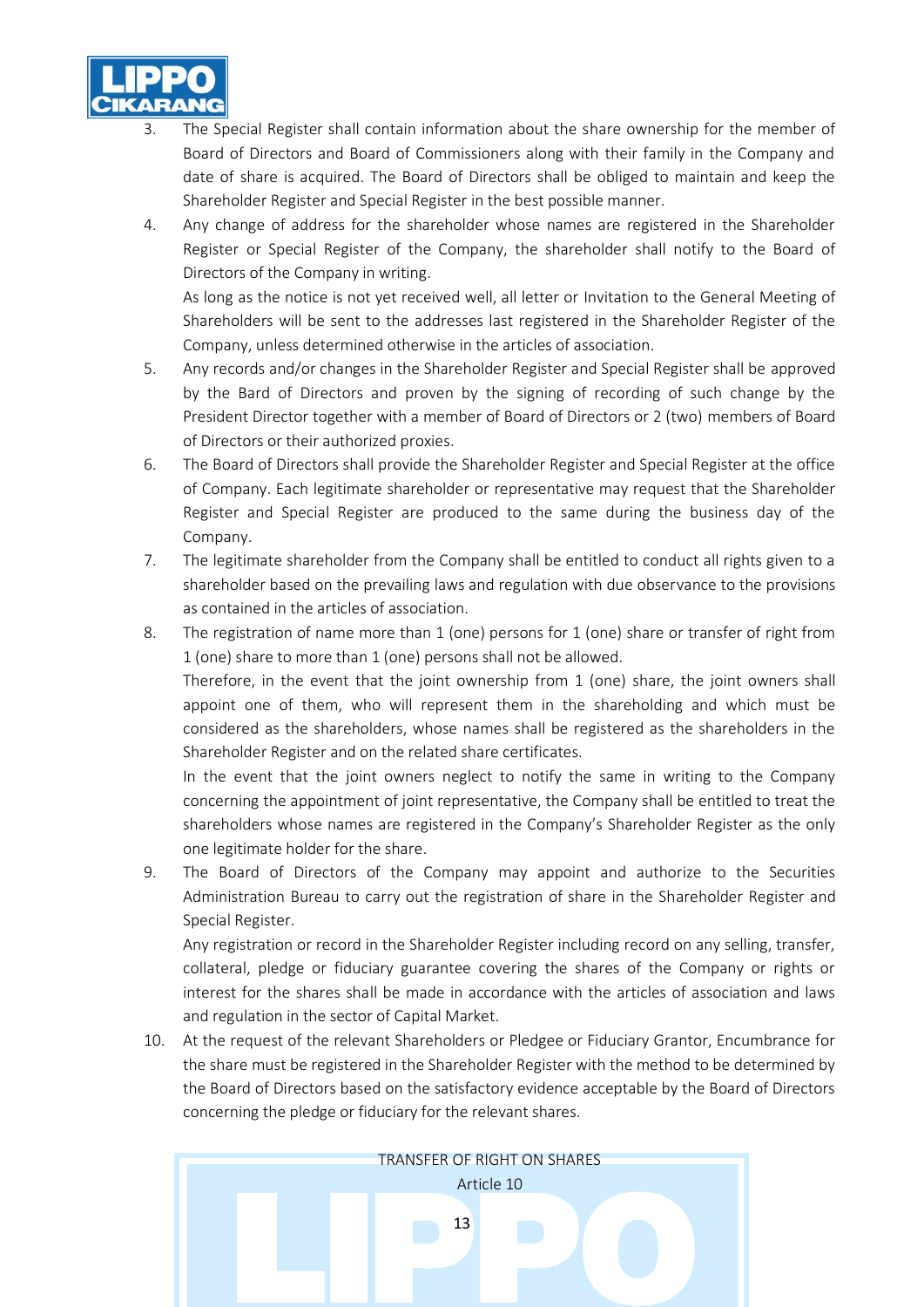3. The Special Register shall contain information about the share ownership for the member of Board of Directors and Board of Commissioners along with their family in the Company and date of share is acquired. The Board of Directors shall be obliged to maintain and keep the Shareholder Register and Special Register in the best possible manner.
4. Any change of address for the shareholder whose names are registered in the Shareholder Register or Special Register of the Company, the shareholder shall notify to the Board of Directors of the Company in writing.
   As long as the notice is not yet received well, all letter or Invitation to the General Meeting of Shareholders will be sent to the addresses last registered in the Shareholder Register of the Company, unless determined otherwise in the articles of association.
5. Any records and/or changes in the Shareholder Register and Special Register shall be approved by the Bard of Directors and proven by the signing of recording of such change by the President Director together with a member of Board of Directors or 2 (two) members of Board of Directors or their authorized proxies.
6. The Board of Directors shall provide the Shareholder Register and Special Register at the office of Company. Each legitimate shareholder or representative may request that the Shareholder Register and Special Register are produced to the same during the business day of the Company.
7. The legitimate shareholder from the Company shall be entitled to conduct all rights given to a shareholder based on the prevailing laws and regulation with due observance to the provisions as contained in the articles of association.
8. The registration of name more than 1 (one) persons for 1 (one) share or transfer of right from 1 (one) share to more than 1 (one) persons shall not be allowed.
   Therefore, in the event that the joint ownership from 1 (one) share, the joint owners shall appoint one of them, who will represent them in the shareholding and which must be considered as the shareholders, whose names shall be registered as the shareholders in the Shareholder Register and on the related share certificates.
   In the event that the joint owners neglect to notify the same in writing to the Company concerning the appointment of joint representative, the Company shall be entitled to treat the shareholders whose names are registered in the Company's Shareholder Register as the only one legitimate holder for the share.
9. The Board of Directors of the Company may appoint and authorize to the Securities Administration Bureau to carry out the registration of share in the Shareholder Register and Special Register.
   Any registration or record in the Shareholder Register including record on any selling, transfer, collateral, pledge or fiduciary guarantee covering the shares of the Company or rights or interest for the shares shall be made in accordance with the articles of association and laws and regulation in the sector of Capital Market.
10. At the request of the relevant Shareholders or Pledgee or Fiduciary Grantor, Encumbrance for the share must be registered in the Shareholder Register with the method to be determined by the Board of Directors based on the satisfactory evidence acceptable by the Board of Directors concerning the pledge or fiduciary for the relevant shares.

## TRANSFER OF RIGHT ON SHARES

### Article 10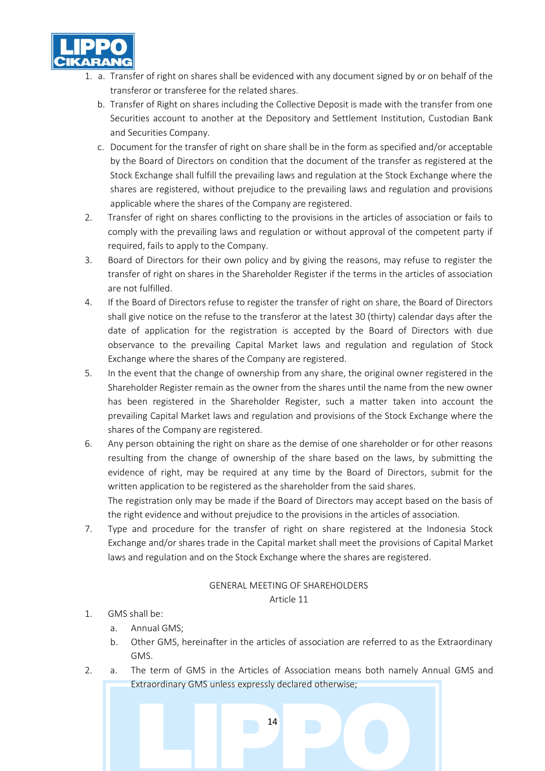1. a. Transfer of right on shares shall be evidenced with any document signed by or on behalf of the transferor or transferee for the related shares.
   b. Transfer of Right on shares including the Collective Deposit is made with the transfer from one Securities account to another at the Depository and Settlement Institution, Custodian Bank and Securities Company.
   c. Document for the transfer of right on share shall be in the form as specified and/or acceptable by the Board of Directors on condition that the document of the transfer as registered at the Stock Exchange shall fulfill the prevailing laws and regulation at the Stock Exchange where the shares are registered, without prejudice to the prevailing laws and regulation and provisions applicable where the shares of the Company are registered.
2. Transfer of right on shares conflicting to the provisions in the articles of association or fails to comply with the prevailing laws and regulation or without approval of the competent party if required, fails to apply to the Company.
3. Board of Directors for their own policy and by giving the reasons, may refuse to register the transfer of right on shares in the Shareholder Register if the terms in the articles of association are not fulfilled.
4. If the Board of Directors refuse to register the transfer of right on share, the Board of Directors shall give notice on the refuse to the transferor at the latest 30 (thirty) calendar days after the date of application for the registration is accepted by the Board of Directors with due observance to the prevailing Capital Market laws and regulation and regulation of Stock Exchange where the shares of the Company are registered.
5. In the event that the change of ownership from any share, the original owner registered in the Shareholder Register remain as the owner from the shares until the name from the new owner has been registered in the Shareholder Register, such a matter taken into account the prevailing Capital Market laws and regulation and provisions of the Stock Exchange where the shares of the Company are registered.
6. Any person obtaining the right on share as the demise of one shareholder or for other reasons resulting from the change of ownership of the share based on the laws, by submitting the evidence of right, may be required at any time by the Board of Directors, submit for the written application to be registered as the shareholder from the said shares.
   The registration only may be made if the Board of Directors may accept based on the basis of the right evidence and without prejudice to the provisions in the articles of association.
7. Type and procedure for the transfer of right on share registered at the Indonesia Stock Exchange and/or shares trade in the Capital market shall meet the provisions of Capital Market laws and regulation and on the Stock Exchange where the shares are registered.

## GENERAL MEETING OF SHAREHOLDERS
### Article 11

1. GMS shall be:
   a. Annual GMS;
   b. Other GMS, hereinafter in the articles of association are referred to as the Extraordinary GMS.
2. a. The term of GMS in the Articles of Association means both namely Annual GMS and Extraordinary GMS unless expressly declared otherwise;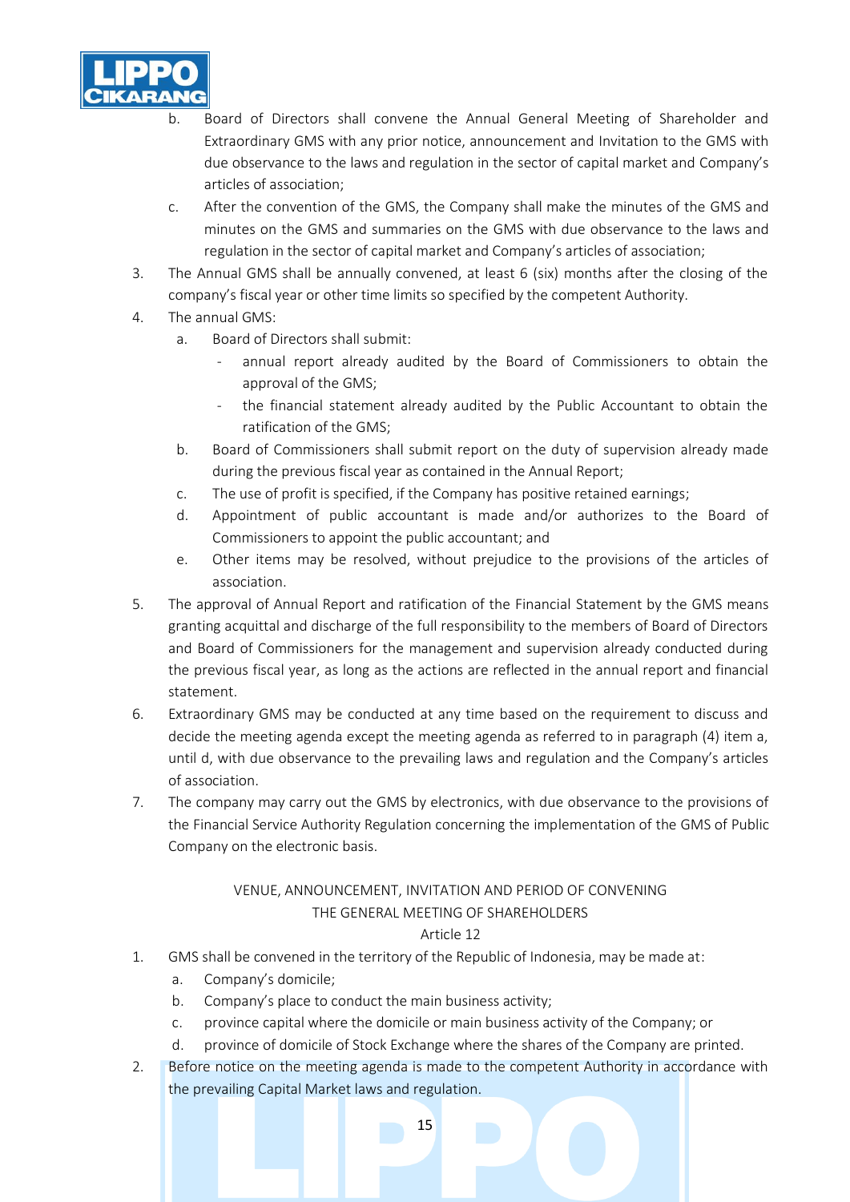b. Board of Directors shall convene the Annual General Meeting of Shareholder and Extraordinary GMS with any prior notice, announcement and Invitation to the GMS with due observance to the laws and regulation in the sector of capital market and Company's articles of association;

c. After the convention of the GMS, the Company shall make the minutes of the GMS and minutes on the GMS and summaries on the GMS with due observance to the laws and regulation in the sector of capital market and Company's articles of association;

3. The Annual GMS shall be annually convened, at least 6 (six) months after the closing of the company's fiscal year or other time limits so specified by the competent Authority.
4. The annual GMS:
   a. Board of Directors shall submit:
      - annual report already audited by the Board of Commissioners to obtain the approval of the GMS;
      - the financial statement already audited by the Public Accountant to obtain the ratification of the GMS;
   b. Board of Commissioners shall submit report on the duty of supervision already made during the previous fiscal year as contained in the Annual Report;
   c. The use of profit is specified, if the Company has positive retained earnings;
   d. Appointment of public accountant is made and/or authorizes to the Board of Commissioners to appoint the public accountant; and
   e. Other items may be resolved, without prejudice to the provisions of the articles of association.
5. The approval of Annual Report and ratification of the Financial Statement by the GMS means granting acquittal and discharge of the full responsibility to the members of Board of Directors and Board of Commissioners for the management and supervision already conducted during the previous fiscal year, as long as the actions are reflected in the annual report and financial statement.
6. Extraordinary GMS may be conducted at any time based on the requirement to discuss and decide the meeting agenda except the meeting agenda as referred to in paragraph (4) item a, until d, with due observance to the prevailing laws and regulation and the Company's articles of association.
7. The company may carry out the GMS by electronics, with due observance to the provisions of the Financial Service Authority Regulation concerning the implementation of the GMS of Public Company on the electronic basis.

VENUE, ANNOUNCEMENT, INVITATION AND PERIOD OF CONVENING
THE GENERAL MEETING OF SHAREHOLDERS
Article 12

1. GMS shall be convened in the territory of the Republic of Indonesia, may be made at:
   a. Company's domicile;
   b. Company's place to conduct the main business activity;
   c. province capital where the domicile or main business activity of the Company; or
   d. province of domicile of Stock Exchange where the shares of the Company are printed.
2. Before notice on the meeting agenda is made to the competent Authority in accordance with the prevailing Capital Market laws and regulation.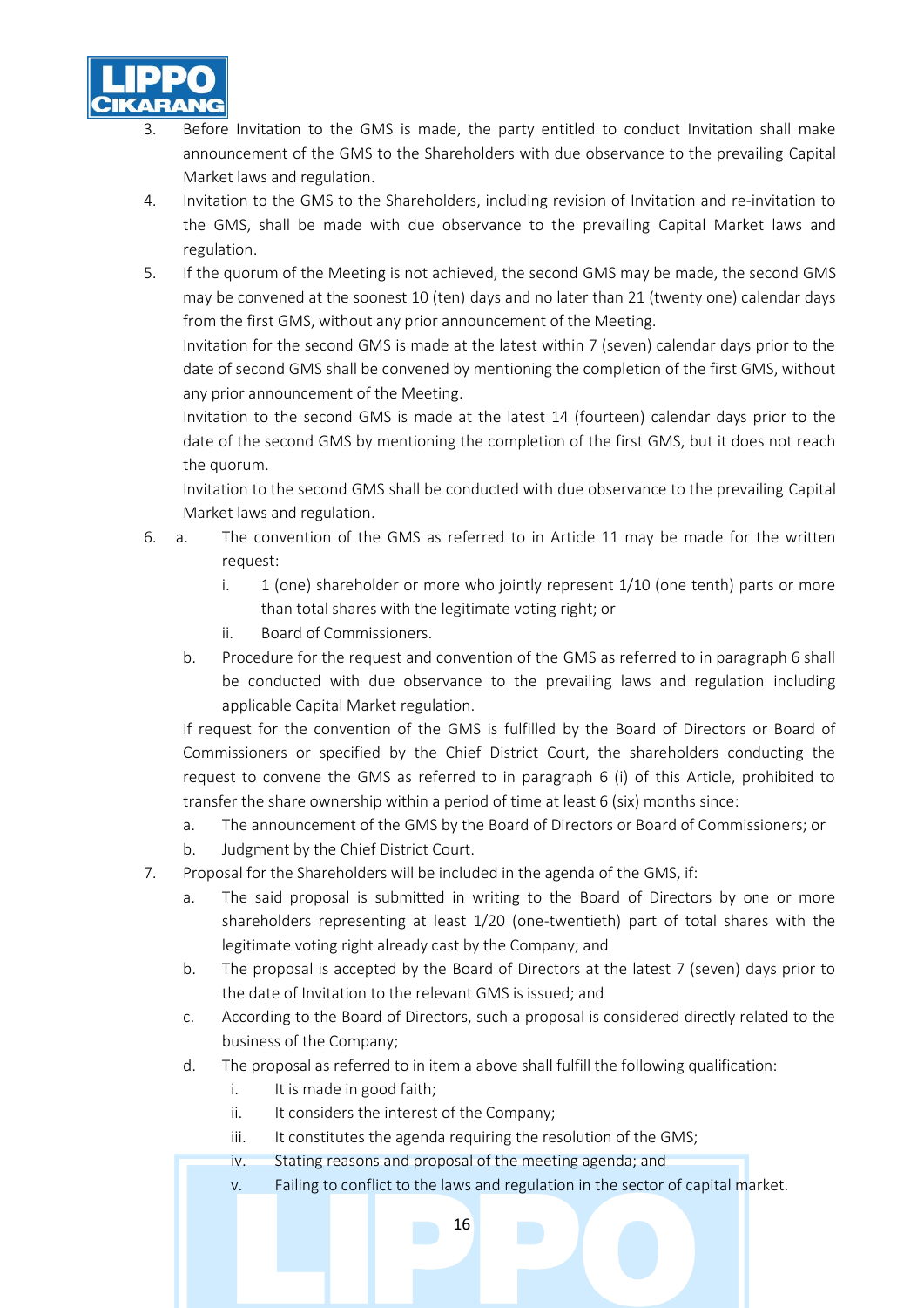3. Before Invitation to the GMS is made, the party entitled to conduct Invitation shall make announcement of the GMS to the Shareholders with due observance to the prevailing Capital Market laws and regulation.
4. Invitation to the GMS to the Shareholders, including revision of Invitation and re-invitation to the GMS, shall be made with due observance to the prevailing Capital Market laws and regulation.
5. If the quorum of the Meeting is not achieved, the second GMS may be made, the second GMS may be convened at the soonest 10 (ten) days and no later than 21 (twenty one) calendar days from the first GMS, without any prior announcement of the Meeting.
   Invitation for the second GMS is made at the latest within 7 (seven) calendar days prior to the date of second GMS shall be convened by mentioning the completion of the first GMS, without any prior announcement of the Meeting.
   Invitation to the second GMS is made at the latest 14 (fourteen) calendar days prior to the date of the second GMS by mentioning the completion of the first GMS, but it does not reach the quorum.
   Invitation to the second GMS shall be conducted with due observance to the prevailing Capital Market laws and regulation.
6. a. The convention of the GMS as referred to in Article 11 may be made for the written request:
      i. 1 (one) shareholder or more who jointly represent 1/10 (one tenth) parts or more than total shares with the legitimate voting right; or
      ii. Board of Commissioners.
   b. Procedure for the request and convention of the GMS as referred to in paragraph 6 shall be conducted with due observance to the prevailing laws and regulation including applicable Capital Market regulation.

   If request for the convention of the GMS is fulfilled by the Board of Directors or Board of Commissioners or specified by the Chief District Court, the shareholders conducting the request to convene the GMS as referred to in paragraph 6 (i) of this Article, prohibited to transfer the share ownership within a period of time at least 6 (six) months since:
   a. The announcement of the GMS by the Board of Directors or Board of Commissioners; or
   b. Judgment by the Chief District Court.
7. Proposal for the Shareholders will be included in the agenda of the GMS, if:
   a. The said proposal is submitted in writing to the Board of Directors by one or more shareholders representing at least 1/20 (one-twentieth) part of total shares with the legitimate voting right already cast by the Company; and
   b. The proposal is accepted by the Board of Directors at the latest 7 (seven) days prior to the date of Invitation to the relevant GMS is issued; and
   c. According to the Board of Directors, such a proposal is considered directly related to the business of the Company;
   d. The proposal as referred to in item a above shall fulfill the following qualification:
      i. It is made in good faith;
      ii. It considers the interest of the Company;
      iii. It constitutes the agenda requiring the resolution of the GMS;
      iv. Stating reasons and proposal of the meeting agenda; and
      v. Failing to conflict to the laws and regulation in the sector of capital market.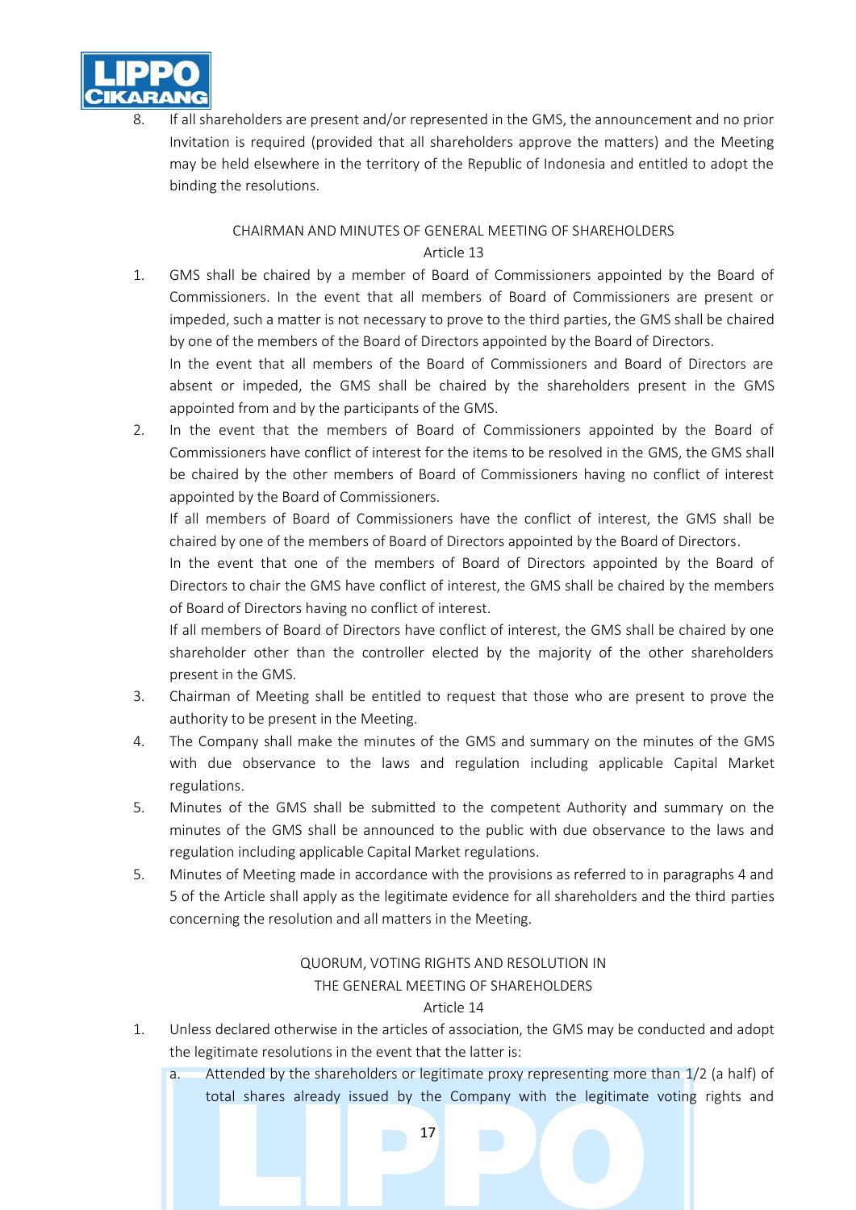8. If all shareholders are present and/or represented in the GMS, the announcement and no prior Invitation is required (provided that all shareholders approve the matters) and the Meeting may be held elsewhere in the territory of the Republic of Indonesia and entitled to adopt the binding the resolutions.

## CHAIRMAN AND MINUTES OF GENERAL MEETING OF SHAREHOLDERS
### Article 13

1. GMS shall be chaired by a member of Board of Commissioners appointed by the Board of Commissioners. In the event that all members of Board of Commissioners are present or impeded, such a matter is not necessary to prove to the third parties, the GMS shall be chaired by one of the members of the Board of Directors appointed by the Board of Directors.

   In the event that all members of the Board of Commissioners and Board of Directors are absent or impeded, the GMS shall be chaired by the shareholders present in the GMS appointed from and by the participants of the GMS.
2. In the event that the members of Board of Commissioners appointed by the Board of Commissioners have conflict of interest for the items to be resolved in the GMS, the GMS shall be chaired by the other members of Board of Commissioners having no conflict of interest appointed by the Board of Commissioners.

   If all members of Board of Commissioners have the conflict of interest, the GMS shall be chaired by one of the members of Board of Directors appointed by the Board of Directors.

   In the event that one of the members of Board of Directors appointed by the Board of Directors to chair the GMS have conflict of interest, the GMS shall be chaired by the members of Board of Directors having no conflict of interest.

   If all members of Board of Directors have conflict of interest, the GMS shall be chaired by one shareholder other than the controller elected by the majority of the other shareholders present in the GMS.
3. Chairman of Meeting shall be entitled to request that those who are present to prove the authority to be present in the Meeting.
4. The Company shall make the minutes of the GMS and summary on the minutes of the GMS with due observance to the laws and regulation including applicable Capital Market regulations.
5. Minutes of the GMS shall be submitted to the competent Authority and summary on the minutes of the GMS shall be announced to the public with due observance to the laws and regulation including applicable Capital Market regulations.
5. Minutes of Meeting made in accordance with the provisions as referred to in paragraphs 4 and 5 of the Article shall apply as the legitimate evidence for all shareholders and the third parties concerning the resolution and all matters in the Meeting.

## QUORUM, VOTING RIGHTS AND RESOLUTION IN THE GENERAL MEETING OF SHAREHOLDERS
### Article 14

1. Unless declared otherwise in the articles of association, the GMS may be conducted and adopt the legitimate resolutions in the event that the latter is:
   a. Attended by the shareholders or legitimate proxy representing more than 1/2 (a half) of total shares already issued by the Company with the legitimate voting rights and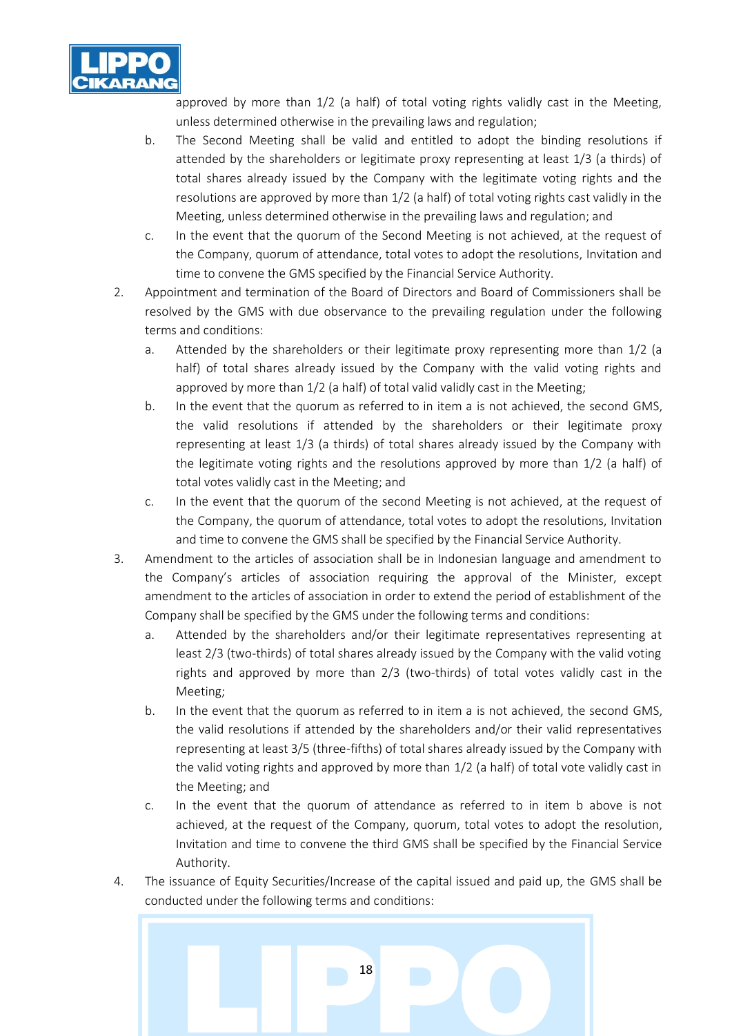approved by more than 1/2 (a half) of total voting rights validly cast in the Meeting, unless determined otherwise in the prevailing laws and regulation;

   b. The Second Meeting shall be valid and entitled to adopt the binding resolutions if attended by the shareholders or legitimate proxy representing at least 1/3 (a thirds) of total shares already issued by the Company with the legitimate voting rights and the resolutions are approved by more than 1/2 (a half) of total voting rights cast validly in the Meeting, unless determined otherwise in the prevailing laws and regulation; and

   c. In the event that the quorum of the Second Meeting is not achieved, at the request of the Company, quorum of attendance, total votes to adopt the resolutions, Invitation and time to convene the GMS specified by the Financial Service Authority.

2. Appointment and termination of the Board of Directors and Board of Commissioners shall be resolved by the GMS with due observance to the prevailing regulation under the following terms and conditions:

   a. Attended by the shareholders or their legitimate proxy representing more than 1/2 (a half) of total shares already issued by the Company with the valid voting rights and approved by more than 1/2 (a half) of total valid validly cast in the Meeting;

   b. In the event that the quorum as referred to in item a is not achieved, the second GMS, the valid resolutions if attended by the shareholders or their legitimate proxy representing at least 1/3 (a thirds) of total shares already issued by the Company with the legitimate voting rights and the resolutions approved by more than 1/2 (a half) of total votes validly cast in the Meeting; and

   c. In the event that the quorum of the second Meeting is not achieved, at the request of the Company, the quorum of attendance, total votes to adopt the resolutions, Invitation and time to convene the GMS shall be specified by the Financial Service Authority.

3. Amendment to the articles of association shall be in Indonesian language and amendment to the Company's articles of association requiring the approval of the Minister, except amendment to the articles of association in order to extend the period of establishment of the Company shall be specified by the GMS under the following terms and conditions:

   a. Attended by the shareholders and/or their legitimate representatives representing at least 2/3 (two-thirds) of total shares already issued by the Company with the valid voting rights and approved by more than 2/3 (two-thirds) of total votes validly cast in the Meeting;

   b. In the event that the quorum as referred to in item a is not achieved, the second GMS, the valid resolutions if attended by the shareholders and/or their valid representatives representing at least 3/5 (three-fifths) of total shares already issued by the Company with the valid voting rights and approved by more than 1/2 (a half) of total vote validly cast in the Meeting; and

   c. In the event that the quorum of attendance as referred to in item b above is not achieved, at the request of the Company, quorum, total votes to adopt the resolution, Invitation and time to convene the third GMS shall be specified by the Financial Service Authority.

4. The issuance of Equity Securities/Increase of the capital issued and paid up, the GMS shall be conducted under the following terms and conditions: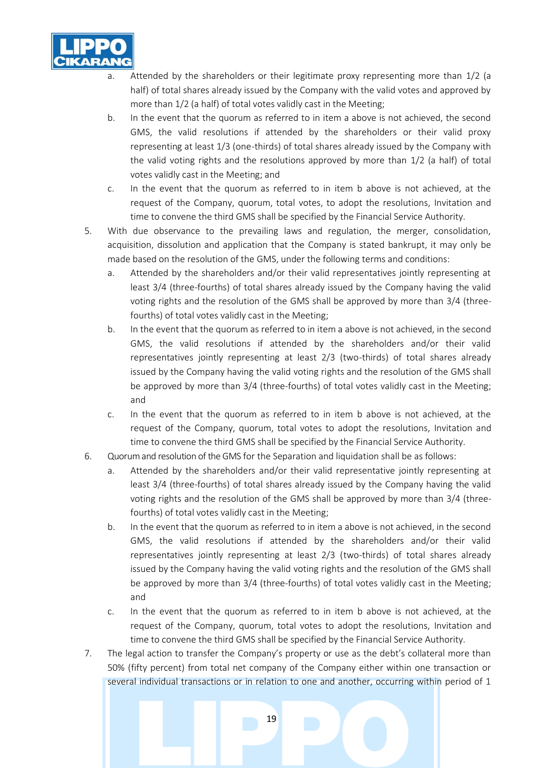a. Attended by the shareholders or their legitimate proxy representing more than 1/2 (a half) of total shares already issued by the Company with the valid votes and approved by more than 1/2 (a half) of total votes validly cast in the Meeting;
b. In the event that the quorum as referred to in item a above is not achieved, the second GMS, the valid resolutions if attended by the shareholders or their valid proxy representing at least 1/3 (one-thirds) of total shares already issued by the Company with the valid voting rights and the resolutions approved by more than 1/2 (a half) of total votes validly cast in the Meeting; and
c. In the event that the quorum as referred to in item b above is not achieved, at the request of the Company, quorum, total votes, to adopt the resolutions, Invitation and time to convene the third GMS shall be specified by the Financial Service Authority.

5. With due observance to the prevailing laws and regulation, the merger, consolidation, acquisition, dissolution and application that the Company is stated bankrupt, it may only be made based on the resolution of the GMS, under the following terms and conditions:
   a. Attended by the shareholders and/or their valid representatives jointly representing at least 3/4 (three-fourths) of total shares already issued by the Company having the valid voting rights and the resolution of the GMS shall be approved by more than 3/4 (three-fourths) of total votes validly cast in the Meeting;
   b. In the event that the quorum as referred to in item a above is not achieved, in the second GMS, the valid resolutions if attended by the shareholders and/or their valid representatives jointly representing at least 2/3 (two-thirds) of total shares already issued by the Company having the valid voting rights and the resolution of the GMS shall be approved by more than 3/4 (three-fourths) of total votes validly cast in the Meeting; and
   c. In the event that the quorum as referred to in item b above is not achieved, at the request of the Company, quorum, total votes to adopt the resolutions, Invitation and time to convene the third GMS shall be specified by the Financial Service Authority.
6. Quorum and resolution of the GMS for the Separation and liquidation shall be as follows:
   a. Attended by the shareholders and/or their valid representative jointly representing at least 3/4 (three-fourths) of total shares already issued by the Company having the valid voting rights and the resolution of the GMS shall be approved by more than 3/4 (three-fourths) of total votes validly cast in the Meeting;
   b. In the event that the quorum as referred to in item a above is not achieved, in the second GMS, the valid resolutions if attended by the shareholders and/or their valid representatives jointly representing at least 2/3 (two-thirds) of total shares already issued by the Company having the valid voting rights and the resolution of the GMS shall be approved by more than 3/4 (three-fourths) of total votes validly cast in the Meeting; and
   c. In the event that the quorum as referred to in item b above is not achieved, at the request of the Company, quorum, total votes to adopt the resolutions, Invitation and time to convene the third GMS shall be specified by the Financial Service Authority.
7. The legal action to transfer the Company's property or use as the debt's collateral more than 50% (fifty percent) from total net company of the Company either within one transaction or several individual transactions or in relation to one and another, occurring within period of 1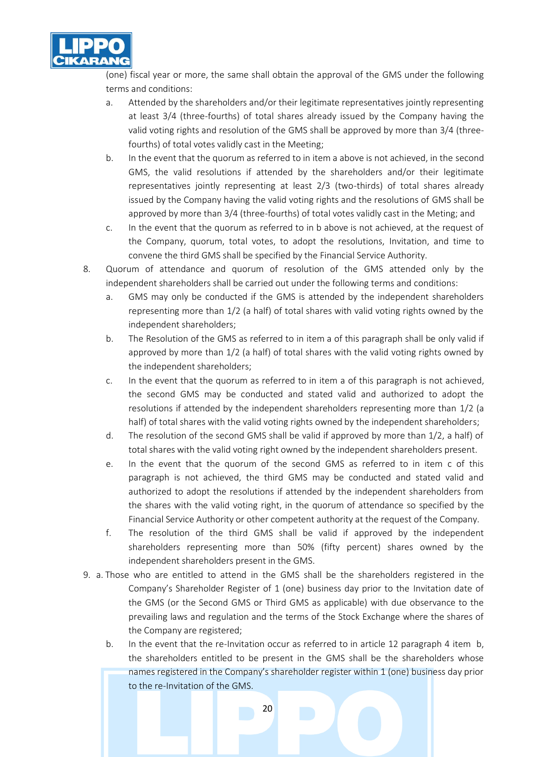(one) fiscal year or more, the same shall obtain the approval of the GMS under the following terms and conditions:

a. Attended by the shareholders and/or their legitimate representatives jointly representing at least 3/4 (three-fourths) of total shares already issued by the Company having the valid voting rights and resolution of the GMS shall be approved by more than 3/4 (three-fourths) of total votes validly cast in the Meeting;
b. In the event that the quorum as referred to in item a above is not achieved, in the second GMS, the valid resolutions if attended by the shareholders and/or their legitimate representatives jointly representing at least 2/3 (two-thirds) of total shares already issued by the Company having the valid voting rights and the resolutions of GMS shall be approved by more than 3/4 (three-fourths) of total votes validly cast in the Meting; and
c. In the event that the quorum as referred to in b above is not achieved, at the request of the Company, quorum, total votes, to adopt the resolutions, Invitation, and time to convene the third GMS shall be specified by the Financial Service Authority.

8. Quorum of attendance and quorum of resolution of the GMS attended only by the independent shareholders shall be carried out under the following terms and conditions:
   a. GMS may only be conducted if the GMS is attended by the independent shareholders representing more than 1/2 (a half) of total shares with valid voting rights owned by the independent shareholders;
   b. The Resolution of the GMS as referred to in item a of this paragraph shall be only valid if approved by more than 1/2 (a half) of total shares with the valid voting rights owned by the independent shareholders;
   c. In the event that the quorum as referred to in item a of this paragraph is not achieved, the second GMS may be conducted and stated valid and authorized to adopt the resolutions if attended by the independent shareholders representing more than 1/2 (a half) of total shares with the valid voting rights owned by the independent shareholders;
   d. The resolution of the second GMS shall be valid if approved by more than 1/2, a half) of total shares with the valid voting right owned by the independent shareholders present.
   e. In the event that the quorum of the second GMS as referred to in item c of this paragraph is not achieved, the third GMS may be conducted and stated valid and authorized to adopt the resolutions if attended by the independent shareholders from the shares with the valid voting right, in the quorum of attendance so specified by the Financial Service Authority or other competent authority at the request of the Company.
   f. The resolution of the third GMS shall be valid if approved by the independent shareholders representing more than 50% (fifty percent) shares owned by the independent shareholders present in the GMS.

9. a. Those who are entitled to attend in the GMS shall be the shareholders registered in the Company's Shareholder Register of 1 (one) business day prior to the Invitation date of the GMS (or the Second GMS or Third GMS as applicable) with due observance to the prevailing laws and regulation and the terms of the Stock Exchange where the shares of the Company are registered;
   b. In the event that the re-Invitation occur as referred to in article 12 paragraph 4 item b, the shareholders entitled to be present in the GMS shall be the shareholders whose names registered in the Company's shareholder register within 1 (one) business day prior to the re-Invitation of the GMS.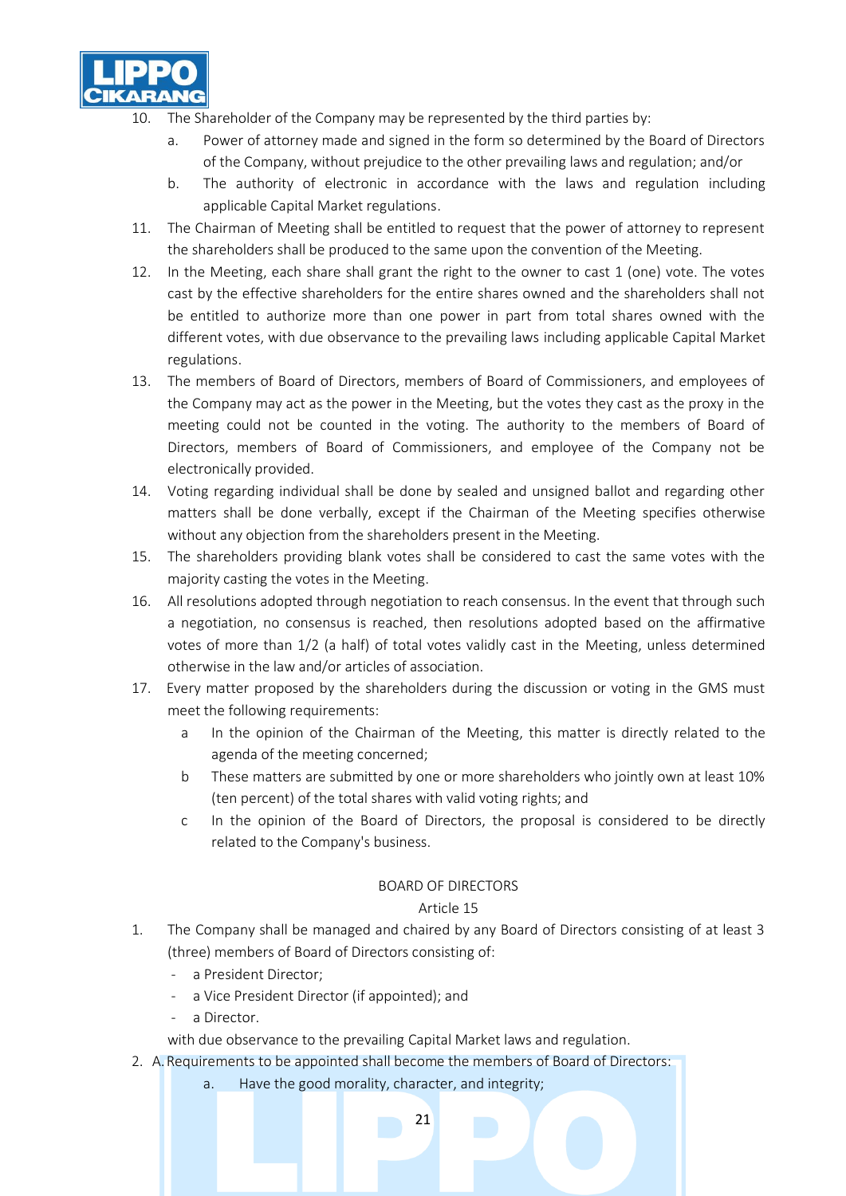10. The Shareholder of the Company may be represented by the third parties by:
    a. Power of attorney made and signed in the form so determined by the Board of Directors of the Company, without prejudice to the other prevailing laws and regulation; and/or
    b. The authority of electronic in accordance with the laws and regulation including applicable Capital Market regulations.
11. The Chairman of Meeting shall be entitled to request that the power of attorney to represent the shareholders shall be produced to the same upon the convention of the Meeting.
12. In the Meeting, each share shall grant the right to the owner to cast 1 (one) vote. The votes cast by the effective shareholders for the entire shares owned and the shareholders shall not be entitled to authorize more than one power in part from total shares owned with the different votes, with due observance to the prevailing laws including applicable Capital Market regulations.
13. The members of Board of Directors, members of Board of Commissioners, and employees of the Company may act as the power in the Meeting, but the votes they cast as the proxy in the meeting could not be counted in the voting. The authority to the members of Board of Directors, members of Board of Commissioners, and employee of the Company not be electronically provided.
14. Voting regarding individual shall be done by sealed and unsigned ballot and regarding other matters shall be done verbally, except if the Chairman of the Meeting specifies otherwise without any objection from the shareholders present in the Meeting.
15. The shareholders providing blank votes shall be considered to cast the same votes with the majority casting the votes in the Meeting.
16. All resolutions adopted through negotiation to reach consensus. In the event that through such a negotiation, no consensus is reached, then resolutions adopted based on the affirmative votes of more than 1/2 (a half) of total votes validly cast in the Meeting, unless determined otherwise in the law and/or articles of association.
17. Every matter proposed by the shareholders during the discussion or voting in the GMS must meet the following requirements:
    a In the opinion of the Chairman of the Meeting, this matter is directly related to the agenda of the meeting concerned;
    b These matters are submitted by one or more shareholders who jointly own at least 10% (ten percent) of the total shares with valid voting rights; and
    c In the opinion of the Board of Directors, the proposal is considered to be directly related to the Company's business.

## BOARD OF DIRECTORS
### Article 15

1. The Company shall be managed and chaired by any Board of Directors consisting of at least 3 (three) members of Board of Directors consisting of:
   - a President Director;
   - a Vice President Director (if appointed); and
   - a Director.

   with due observance to the prevailing Capital Market laws and regulation.
2. A. Requirements to be appointed shall become the members of Board of Directors:
   a. Have the good morality, character, and integrity;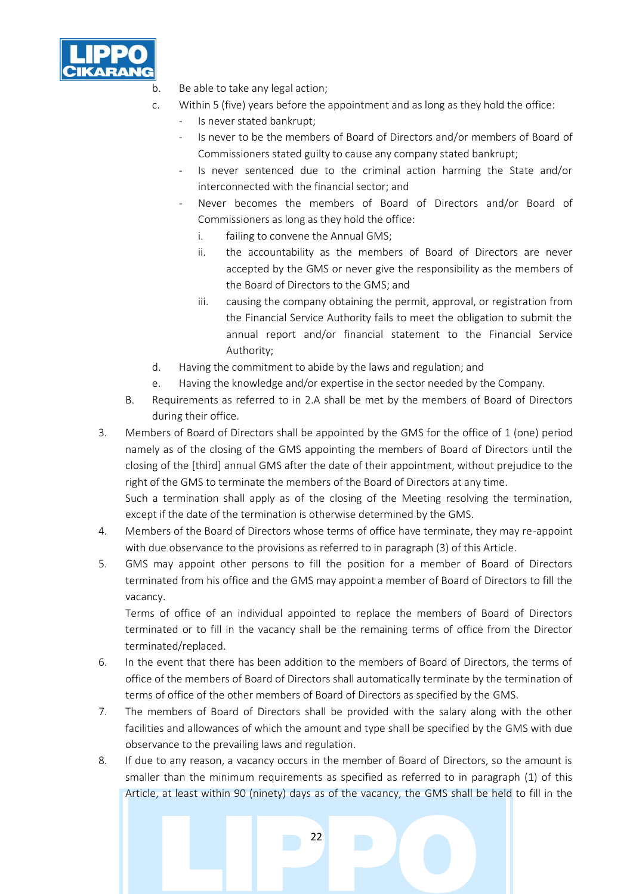b. Be able to take any legal action;
c. Within 5 (five) years before the appointment and as long as they hold the office:
   - Is never stated bankrupt;
   - Is never to be the members of Board of Directors and/or members of Board of Commissioners stated guilty to cause any company stated bankrupt;
   - Is never sentenced due to the criminal action harming the State and/or interconnected with the financial sector; and
   - Never becomes the members of Board of Directors and/or Board of Commissioners as long as they hold the office:
     i. failing to convene the Annual GMS;
     ii. the accountability as the members of Board of Directors are never accepted by the GMS or never give the responsibility as the members of the Board of Directors to the GMS; and
     iii. causing the company obtaining the permit, approval, or registration from the Financial Service Authority fails to meet the obligation to submit the annual report and/or financial statement to the Financial Service Authority;
d. Having the commitment to abide by the laws and regulation; and
e. Having the knowledge and/or expertise in the sector needed by the Company.

B. Requirements as referred to in 2.A shall be met by the members of Board of Directors during their office.

3. Members of Board of Directors shall be appointed by the GMS for the office of 1 (one) period namely as of the closing of the GMS appointing the members of Board of Directors until the closing of the [third] annual GMS after the date of their appointment, without prejudice to the right of the GMS to terminate the members of the Board of Directors at any time.
   Such a termination shall apply as of the closing of the Meeting resolving the termination, except if the date of the termination is otherwise determined by the GMS.
4. Members of the Board of Directors whose terms of office have terminate, they may re-appoint with due observance to the provisions as referred to in paragraph (3) of this Article.
5. GMS may appoint other persons to fill the position for a member of Board of Directors terminated from his office and the GMS may appoint a member of Board of Directors to fill the vacancy.
   Terms of office of an individual appointed to replace the members of Board of Directors terminated or to fill in the vacancy shall be the remaining terms of office from the Director terminated/replaced.
6. In the event that there has been addition to the members of Board of Directors, the terms of office of the members of Board of Directors shall automatically terminate by the termination of terms of office of the other members of Board of Directors as specified by the GMS.
7. The members of Board of Directors shall be provided with the salary along with the other facilities and allowances of which the amount and type shall be specified by the GMS with due observance to the prevailing laws and regulation.
8. If due to any reason, a vacancy occurs in the member of Board of Directors, so the amount is smaller than the minimum requirements as specified as referred to in paragraph (1) of this Article, at least within 90 (ninety) days as of the vacancy, the GMS shall be held to fill in the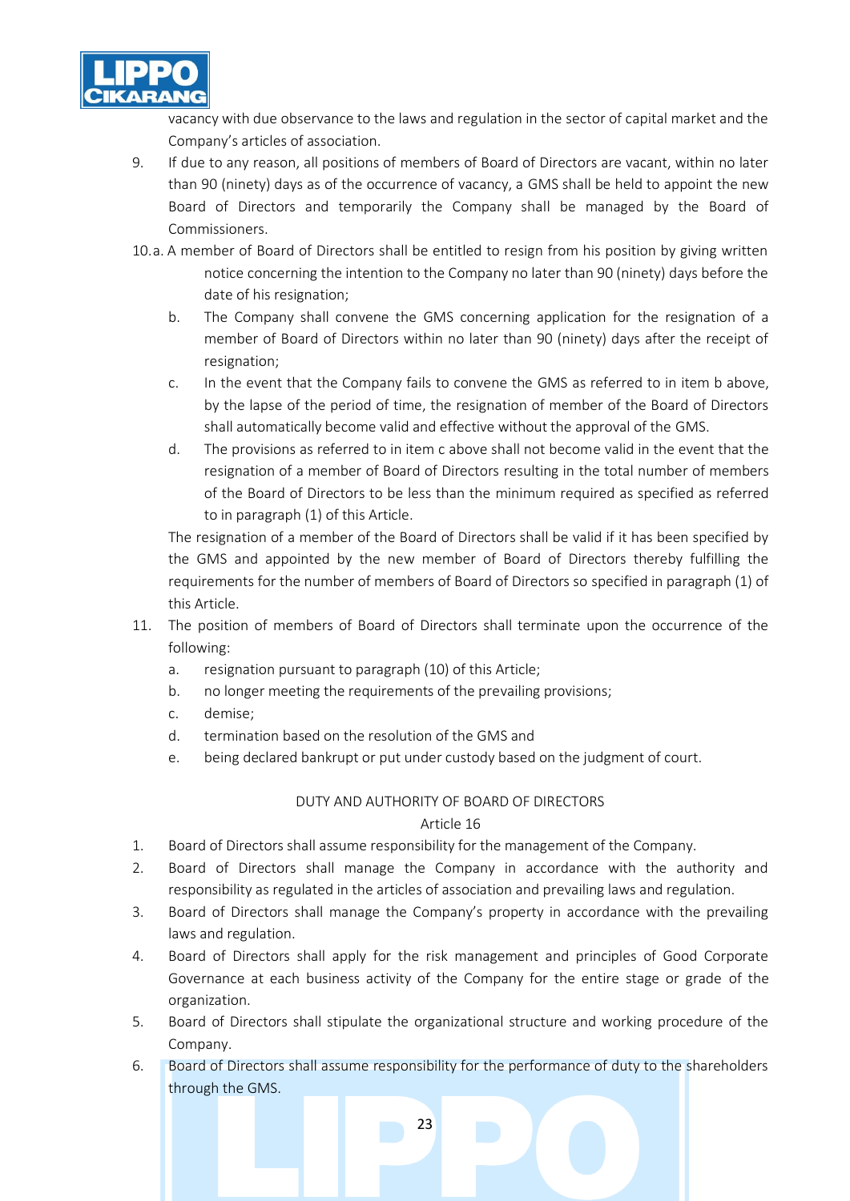vacancy with due observance to the laws and regulation in the sector of capital market and the Company's articles of association.

9. If due to any reason, all positions of members of Board of Directors are vacant, within no later than 90 (ninety) days as of the occurrence of vacancy, a GMS shall be held to appoint the new Board of Directors and temporarily the Company shall be managed by the Board of Commissioners.

10. a. A member of Board of Directors shall be entitled to resign from his position by giving written notice concerning the intention to the Company no later than 90 (ninety) days before the date of his resignation;

    b. The Company shall convene the GMS concerning application for the resignation of a member of Board of Directors within no later than 90 (ninety) days after the receipt of resignation;

    c. In the event that the Company fails to convene the GMS as referred to in item b above, by the lapse of the period of time, the resignation of member of the Board of Directors shall automatically become valid and effective without the approval of the GMS.

    d. The provisions as referred to in item c above shall not become valid in the event that the resignation of a member of Board of Directors resulting in the total number of members of the Board of Directors to be less than the minimum required as specified as referred to in paragraph (1) of this Article.

    The resignation of a member of the Board of Directors shall be valid if it has been specified by the GMS and appointed by the new member of Board of Directors thereby fulfilling the requirements for the number of members of Board of Directors so specified in paragraph (1) of this Article.

11. The position of members of Board of Directors shall terminate upon the occurrence of the following:

    a. resignation pursuant to paragraph (10) of this Article;
    b. no longer meeting the requirements of the prevailing provisions;
    c. demise;
    d. termination based on the resolution of the GMS and
    e. being declared bankrupt or put under custody based on the judgment of court.

## DUTY AND AUTHORITY OF BOARD OF DIRECTORS

### Article 16

1. Board of Directors shall assume responsibility for the management of the Company.
2. Board of Directors shall manage the Company in accordance with the authority and responsibility as regulated in the articles of association and prevailing laws and regulation.
3. Board of Directors shall manage the Company's property in accordance with the prevailing laws and regulation.
4. Board of Directors shall apply for the risk management and principles of Good Corporate Governance at each business activity of the Company for the entire stage or grade of the organization.
5. Board of Directors shall stipulate the organizational structure and working procedure of the Company.
6. Board of Directors shall assume responsibility for the performance of duty to the shareholders through the GMS.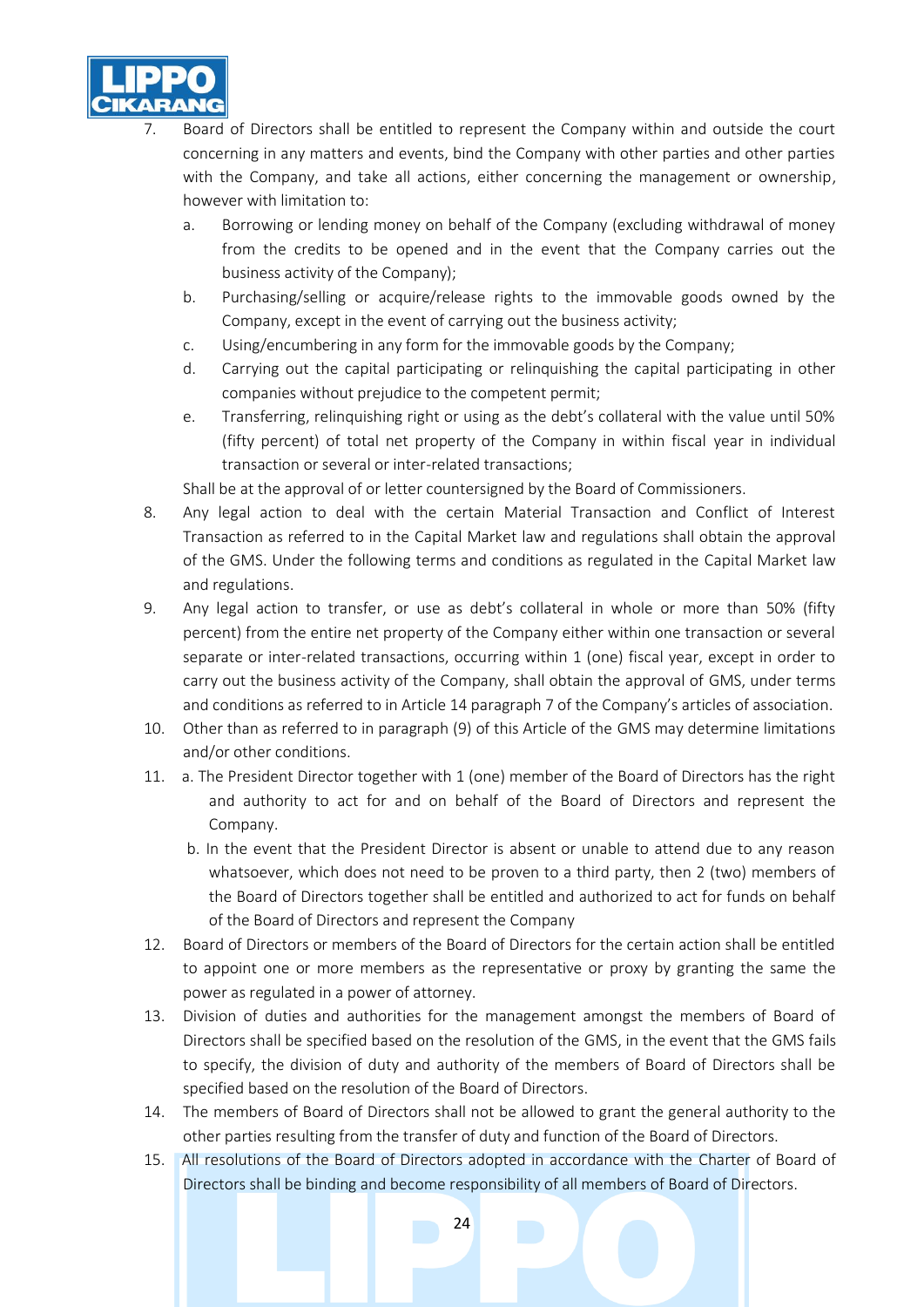7. Board of Directors shall be entitled to represent the Company within and outside the court concerning in any matters and events, bind the Company with other parties and other parties with the Company, and take all actions, either concerning the management or ownership, however with limitation to:
   a. Borrowing or lending money on behalf of the Company (excluding withdrawal of money from the credits to be opened and in the event that the Company carries out the business activity of the Company);
   b. Purchasing/selling or acquire/release rights to the immovable goods owned by the Company, except in the event of carrying out the business activity;
   c. Using/encumbering in any form for the immovable goods by the Company;
   d. Carrying out the capital participating or relinquishing the capital participating in other companies without prejudice to the competent permit;
   e. Transferring, relinquishing right or using as the debt's collateral with the value until 50% (fifty percent) of total net property of the Company in within fiscal year in individual transaction or several or inter-related transactions;

   Shall be at the approval of or letter countersigned by the Board of Commissioners.
8. Any legal action to deal with the certain Material Transaction and Conflict of Interest Transaction as referred to in the Capital Market law and regulations shall obtain the approval of the GMS. Under the following terms and conditions as regulated in the Capital Market law and regulations.
9. Any legal action to transfer, or use as debt's collateral in whole or more than 50% (fifty percent) from the entire net property of the Company either within one transaction or several separate or inter-related transactions, occurring within 1 (one) fiscal year, except in order to carry out the business activity of the Company, shall obtain the approval of GMS, under terms and conditions as referred to in Article 14 paragraph 7 of the Company's articles of association.
10. Other than as referred to in paragraph (9) of this Article of the GMS may determine limitations and/or other conditions.
11. a. The President Director together with 1 (one) member of the Board of Directors has the right and authority to act for and on behalf of the Board of Directors and represent the Company.

    b. In the event that the President Director is absent or unable to attend due to any reason whatsoever, which does not need to be proven to a third party, then 2 (two) members of the Board of Directors together shall be entitled and authorized to act for funds on behalf of the Board of Directors and represent the Company
12. Board of Directors or members of the Board of Directors for the certain action shall be entitled to appoint one or more members as the representative or proxy by granting the same the power as regulated in a power of attorney.
13. Division of duties and authorities for the management amongst the members of Board of Directors shall be specified based on the resolution of the GMS, in the event that the GMS fails to specify, the division of duty and authority of the members of Board of Directors shall be specified based on the resolution of the Board of Directors.
14. The members of Board of Directors shall not be allowed to grant the general authority to the other parties resulting from the transfer of duty and function of the Board of Directors.
15. All resolutions of the Board of Directors adopted in accordance with the Charter of Board of Directors shall be binding and become responsibility of all members of Board of Directors.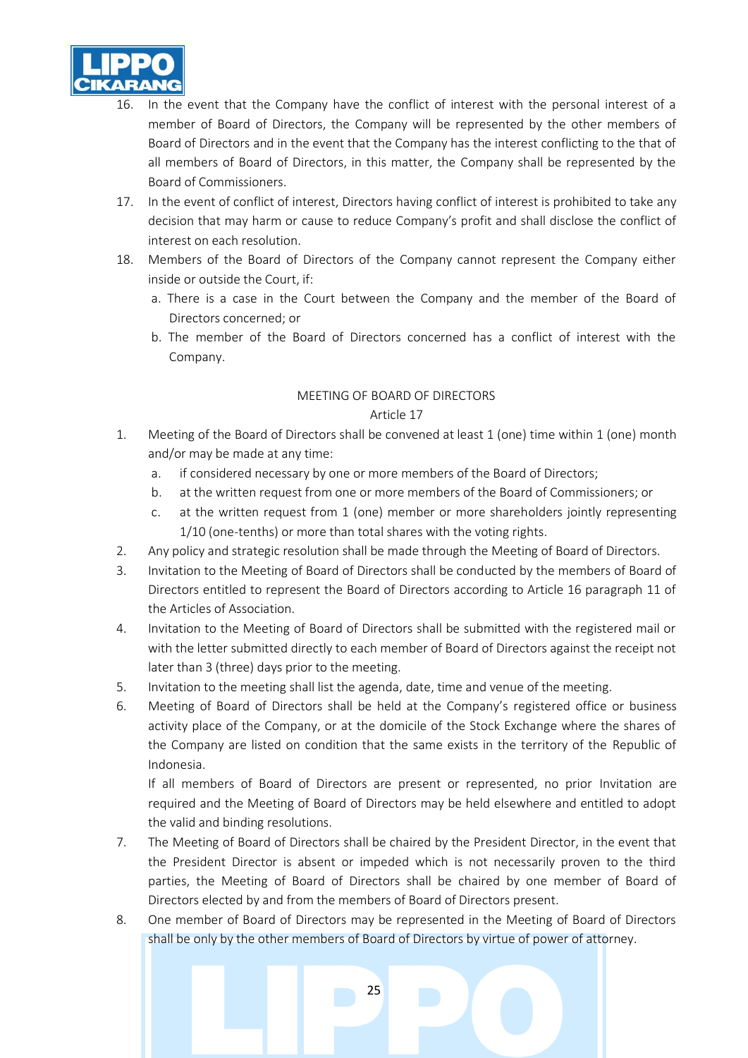16. In the event that the Company have the conflict of interest with the personal interest of a member of Board of Directors, the Company will be represented by the other members of Board of Directors and in the event that the Company has the interest conflicting to the that of all members of Board of Directors, in this matter, the Company shall be represented by the Board of Commissioners.
17. In the event of conflict of interest, Directors having conflict of interest is prohibited to take any decision that may harm or cause to reduce Company's profit and shall disclose the conflict of interest on each resolution.
18. Members of the Board of Directors of the Company cannot represent the Company either inside or outside the Court, if:
    a. There is a case in the Court between the Company and the member of the Board of Directors concerned; or
    b. The member of the Board of Directors concerned has a conflict of interest with the Company.

## MEETING OF BOARD OF DIRECTORS
### Article 17

1. Meeting of the Board of Directors shall be convened at least 1 (one) time within 1 (one) month and/or may be made at any time:
    a. if considered necessary by one or more members of the Board of Directors;
    b. at the written request from one or more members of the Board of Commissioners; or
    c. at the written request from 1 (one) member or more shareholders jointly representing 1/10 (one-tenths) or more than total shares with the voting rights.
2. Any policy and strategic resolution shall be made through the Meeting of Board of Directors.
3. Invitation to the Meeting of Board of Directors shall be conducted by the members of Board of Directors entitled to represent the Board of Directors according to Article 16 paragraph 11 of the Articles of Association.
4. Invitation to the Meeting of Board of Directors shall be submitted with the registered mail or with the letter submitted directly to each member of Board of Directors against the receipt not later than 3 (three) days prior to the meeting.
5. Invitation to the meeting shall list the agenda, date, time and venue of the meeting.
6. Meeting of Board of Directors shall be held at the Company's registered office or business activity place of the Company, or at the domicile of the Stock Exchange where the shares of the Company are listed on condition that the same exists in the territory of the Republic of Indonesia.

    If all members of Board of Directors are present or represented, no prior Invitation are required and the Meeting of Board of Directors may be held elsewhere and entitled to adopt the valid and binding resolutions.
7. The Meeting of Board of Directors shall be chaired by the President Director, in the event that the President Director is absent or impeded which is not necessarily proven to the third parties, the Meeting of Board of Directors shall be chaired by one member of Board of Directors elected by and from the members of Board of Directors present.
8. One member of Board of Directors may be represented in the Meeting of Board of Directors shall be only by the other members of Board of Directors by virtue of power of attorney.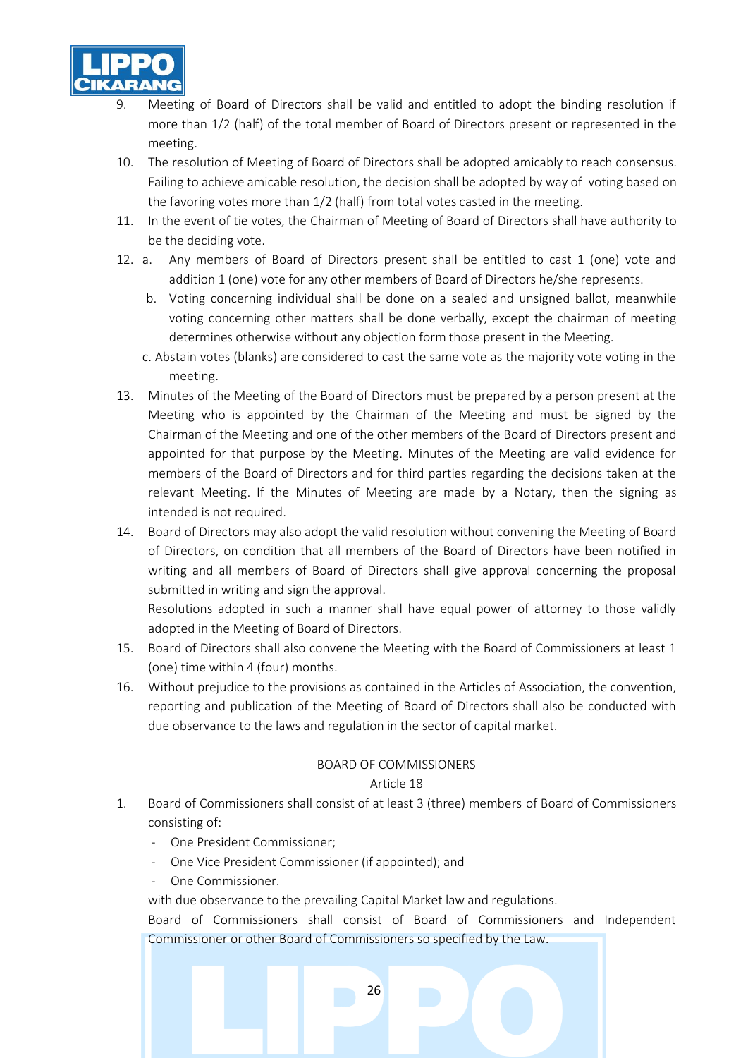9. Meeting of Board of Directors shall be valid and entitled to adopt the binding resolution if more than 1/2 (half) of the total member of Board of Directors present or represented in the meeting.
10. The resolution of Meeting of Board of Directors shall be adopted amicably to reach consensus. Failing to achieve amicable resolution, the decision shall be adopted by way of voting based on the favoring votes more than 1/2 (half) from total votes casted in the meeting.
11. In the event of tie votes, the Chairman of Meeting of Board of Directors shall have authority to be the deciding vote.
12. a. Any members of Board of Directors present shall be entitled to cast 1 (one) vote and addition 1 (one) vote for any other members of Board of Directors he/she represents.
    b. Voting concerning individual shall be done on a sealed and unsigned ballot, meanwhile voting concerning other matters shall be done verbally, except the chairman of meeting determines otherwise without any objection form those present in the Meeting.
    c. Abstain votes (blanks) are considered to cast the same vote as the majority vote voting in the meeting.
13. Minutes of the Meeting of the Board of Directors must be prepared by a person present at the Meeting who is appointed by the Chairman of the Meeting and must be signed by the Chairman of the Meeting and one of the other members of the Board of Directors present and appointed for that purpose by the Meeting. Minutes of the Meeting are valid evidence for members of the Board of Directors and for third parties regarding the decisions taken at the relevant Meeting. If the Minutes of Meeting are made by a Notary, then the signing as intended is not required.
14. Board of Directors may also adopt the valid resolution without convening the Meeting of Board of Directors, on condition that all members of the Board of Directors have been notified in writing and all members of Board of Directors shall give approval concerning the proposal submitted in writing and sign the approval.
    Resolutions adopted in such a manner shall have equal power of attorney to those validly adopted in the Meeting of Board of Directors.
15. Board of Directors shall also convene the Meeting with the Board of Commissioners at least 1 (one) time within 4 (four) months.
16. Without prejudice to the provisions as contained in the Articles of Association, the convention, reporting and publication of the Meeting of Board of Directors shall also be conducted with due observance to the laws and regulation in the sector of capital market.

## BOARD OF COMMISSIONERS

### Article 18

1. Board of Commissioners shall consist of at least 3 (three) members of Board of Commissioners consisting of:
   - One President Commissioner;
   - One Vice President Commissioner (if appointed); and
   - One Commissioner.

   with due observance to the prevailing Capital Market law and regulations.

   Board of Commissioners shall consist of Board of Commissioners and Independent Commissioner or other Board of Commissioners so specified by the Law.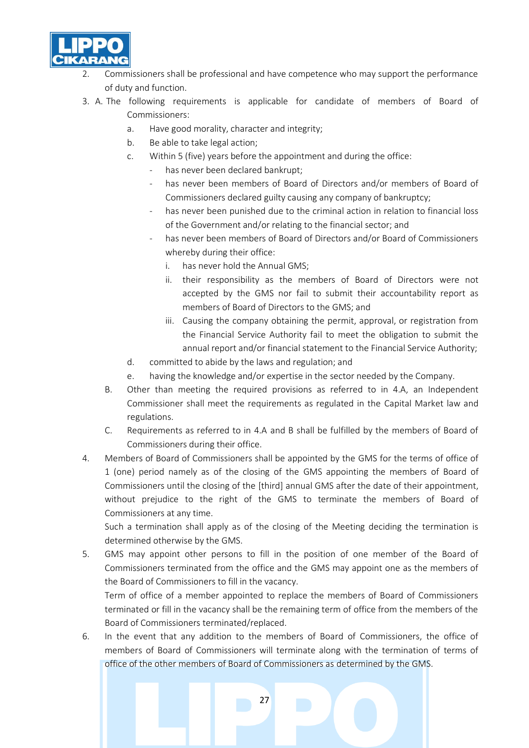2. Commissioners shall be professional and have competence who may support the performance of duty and function.
3. A. The following requirements is applicable for candidate of members of Board of Commissioners:
   a. Have good morality, character and integrity;
   b. Be able to take legal action;
   c. Within 5 (five) years before the appointment and during the office:
      - has never been declared bankrupt;
      - has never been members of Board of Directors and/or members of Board of Commissioners declared guilty causing any company of bankruptcy;
      - has never been punished due to the criminal action in relation to financial loss of the Government and/or relating to the financial sector; and
      - has never been members of Board of Directors and/or Board of Commissioners whereby during their office:
        i. has never hold the Annual GMS;
        ii. their responsibility as the members of Board of Directors were not accepted by the GMS nor fail to submit their accountability report as members of Board of Directors to the GMS; and
        iii. Causing the company obtaining the permit, approval, or registration from the Financial Service Authority fail to meet the obligation to submit the annual report and/or financial statement to the Financial Service Authority;
   d. committed to abide by the laws and regulation; and
   e. having the knowledge and/or expertise in the sector needed by the Company.

   B. Other than meeting the required provisions as referred to in 4.A, an Independent Commissioner shall meet the requirements as regulated in the Capital Market law and regulations.

   C. Requirements as referred to in 4.A and B shall be fulfilled by the members of Board of Commissioners during their office.
4. Members of Board of Commissioners shall be appointed by the GMS for the terms of office of 1 (one) period namely as of the closing of the GMS appointing the members of Board of Commissioners until the closing of the [third] annual GMS after the date of their appointment, without prejudice to the right of the GMS to terminate the members of Board of Commissioners at any time.

   Such a termination shall apply as of the closing of the Meeting deciding the termination is determined otherwise by the GMS.
5. GMS may appoint other persons to fill in the position of one member of the Board of Commissioners terminated from the office and the GMS may appoint one as the members of the Board of Commissioners to fill in the vacancy.

   Term of office of a member appointed to replace the members of Board of Commissioners terminated or fill in the vacancy shall be the remaining term of office from the members of the Board of Commissioners terminated/replaced.
6. In the event that any addition to the members of Board of Commissioners, the office of members of Board of Commissioners will terminate along with the termination of terms of office of the other members of Board of Commissioners as determined by the GMS.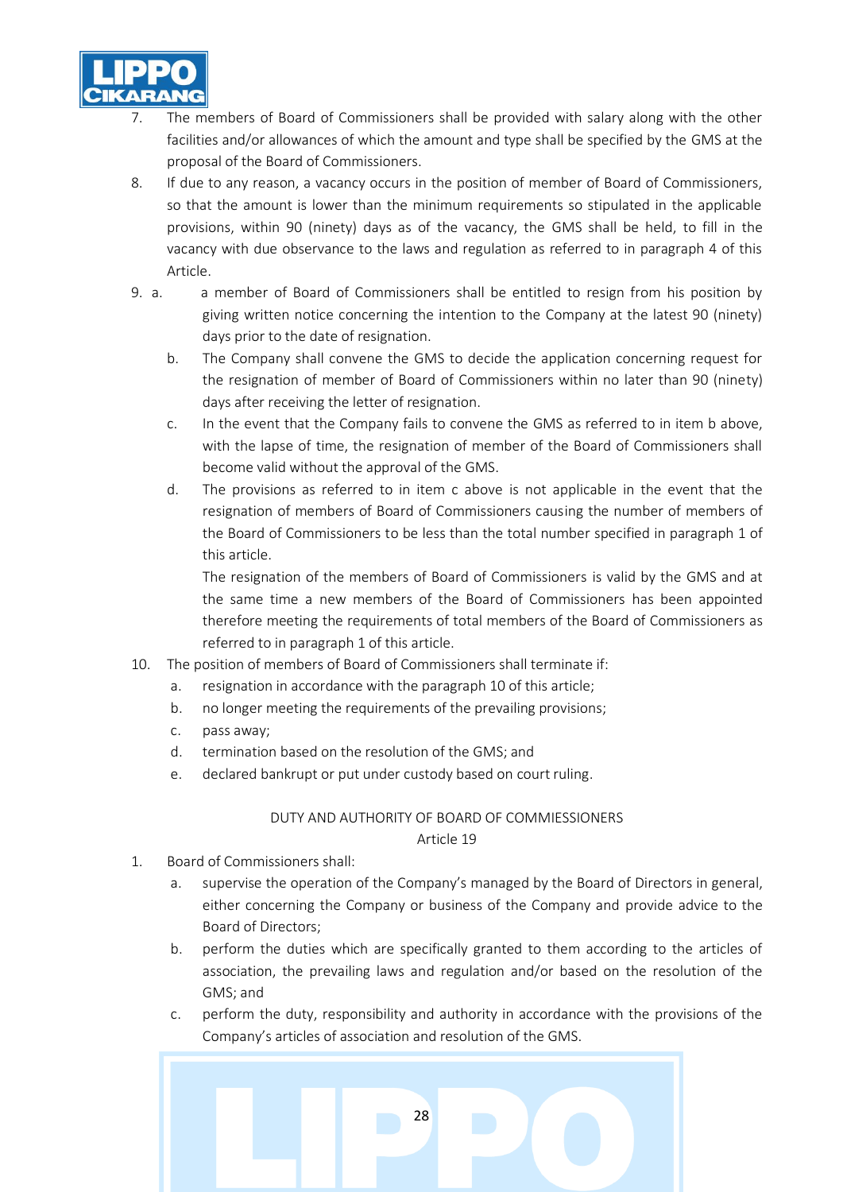7. The members of Board of Commissioners shall be provided with salary along with the other facilities and/or allowances of which the amount and type shall be specified by the GMS at the proposal of the Board of Commissioners.
8. If due to any reason, a vacancy occurs in the position of member of Board of Commissioners, so that the amount is lower than the minimum requirements so stipulated in the applicable provisions, within 90 (ninety) days as of the vacancy, the GMS shall be held, to fill in the vacancy with due observance to the laws and regulation as referred to in paragraph 4 of this Article.
9. a. a member of Board of Commissioners shall be entitled to resign from his position by giving written notice concerning the intention to the Company at the latest 90 (ninety) days prior to the date of resignation.
   b. The Company shall convene the GMS to decide the application concerning request for the resignation of member of Board of Commissioners within no later than 90 (ninety) days after receiving the letter of resignation.
   c. In the event that the Company fails to convene the GMS as referred to in item b above, with the lapse of time, the resignation of member of the Board of Commissioners shall become valid without the approval of the GMS.
   d. The provisions as referred to in item c above is not applicable in the event that the resignation of members of Board of Commissioners causing the number of members of the Board of Commissioners to be less than the total number specified in paragraph 1 of this article.

      The resignation of the members of Board of Commissioners is valid by the GMS and at the same time a new members of the Board of Commissioners has been appointed therefore meeting the requirements of total members of the Board of Commissioners as referred to in paragraph 1 of this article.
10. The position of members of Board of Commissioners shall terminate if:
    a. resignation in accordance with the paragraph 10 of this article;
    b. no longer meeting the requirements of the prevailing provisions;
    c. pass away;
    d. termination based on the resolution of the GMS; and
    e. declared bankrupt or put under custody based on court ruling.

## DUTY AND AUTHORITY OF BOARD OF COMMIESSIONERS
## Article 19

1. Board of Commissioners shall:
   a. supervise the operation of the Company's managed by the Board of Directors in general, either concerning the Company or business of the Company and provide advice to the Board of Directors;
   b. perform the duties which are specifically granted to them according to the articles of association, the prevailing laws and regulation and/or based on the resolution of the GMS; and
   c. perform the duty, responsibility and authority in accordance with the provisions of the Company's articles of association and resolution of the GMS.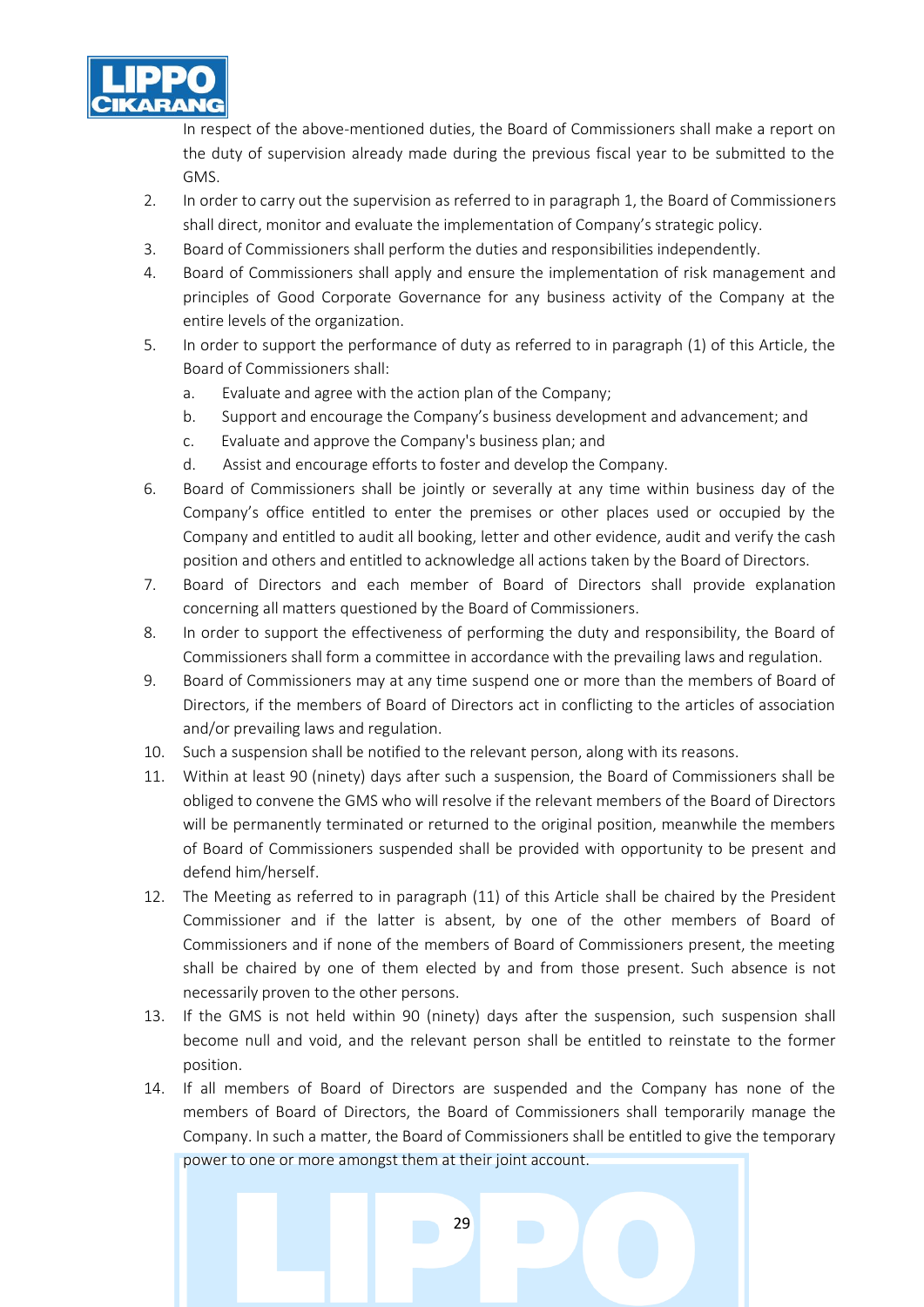In respect of the above-mentioned duties, the Board of Commissioners shall make a report on the duty of supervision already made during the previous fiscal year to be submitted to the GMS.

2. In order to carry out the supervision as referred to in paragraph 1, the Board of Commissioners shall direct, monitor and evaluate the implementation of Company's strategic policy.
3. Board of Commissioners shall perform the duties and responsibilities independently.
4. Board of Commissioners shall apply and ensure the implementation of risk management and principles of Good Corporate Governance for any business activity of the Company at the entire levels of the organization.
5. In order to support the performance of duty as referred to in paragraph (1) of this Article, the Board of Commissioners shall:
   a. Evaluate and agree with the action plan of the Company;
   b. Support and encourage the Company's business development and advancement; and
   c. Evaluate and approve the Company's business plan; and
   d. Assist and encourage efforts to foster and develop the Company.
6. Board of Commissioners shall be jointly or severally at any time within business day of the Company's office entitled to enter the premises or other places used or occupied by the Company and entitled to audit all booking, letter and other evidence, audit and verify the cash position and others and entitled to acknowledge all actions taken by the Board of Directors.
7. Board of Directors and each member of Board of Directors shall provide explanation concerning all matters questioned by the Board of Commissioners.
8. In order to support the effectiveness of performing the duty and responsibility, the Board of Commissioners shall form a committee in accordance with the prevailing laws and regulation.
9. Board of Commissioners may at any time suspend one or more than the members of Board of Directors, if the members of Board of Directors act in conflicting to the articles of association and/or prevailing laws and regulation.
10. Such a suspension shall be notified to the relevant person, along with its reasons.
11. Within at least 90 (ninety) days after such a suspension, the Board of Commissioners shall be obliged to convene the GMS who will resolve if the relevant members of the Board of Directors will be permanently terminated or returned to the original position, meanwhile the members of Board of Commissioners suspended shall be provided with opportunity to be present and defend him/herself.
12. The Meeting as referred to in paragraph (11) of this Article shall be chaired by the President Commissioner and if the latter is absent, by one of the other members of Board of Commissioners and if none of the members of Board of Commissioners present, the meeting shall be chaired by one of them elected by and from those present. Such absence is not necessarily proven to the other persons.
13. If the GMS is not held within 90 (ninety) days after the suspension, such suspension shall become null and void, and the relevant person shall be entitled to reinstate to the former position.
14. If all members of Board of Directors are suspended and the Company has none of the members of Board of Directors, the Board of Commissioners shall temporarily manage the Company. In such a matter, the Board of Commissioners shall be entitled to give the temporary power to one or more amongst them at their joint account.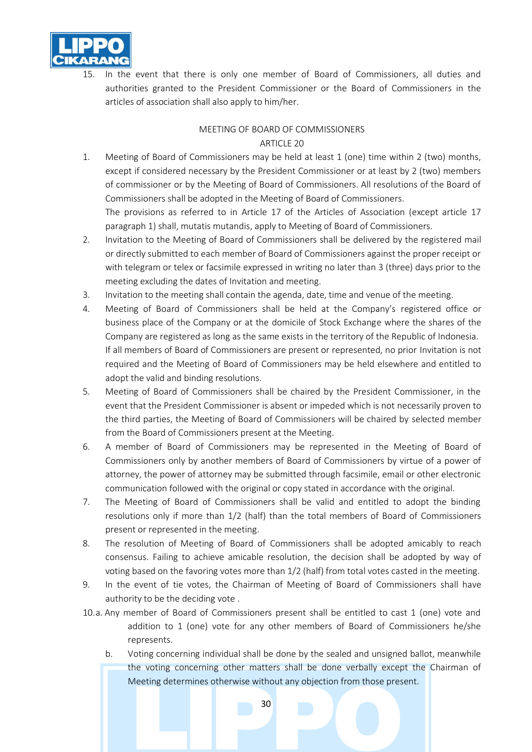15. In the event that there is only one member of Board of Commissioners, all duties and authorities granted to the President Commissioner or the Board of Commissioners in the articles of association shall also apply to him/her.

MEETING OF BOARD OF COMMISSIONERS

ARTICLE 20

1. Meeting of Board of Commissioners may be held at least 1 (one) time within 2 (two) months, except if considered necessary by the President Commissioner or at least by 2 (two) members of commissioner or by the Meeting of Board of Commissioners. All resolutions of the Board of Commissioners shall be adopted in the Meeting of Board of Commissioners.
   The provisions as referred to in Article 17 of the Articles of Association (except article 17 paragraph 1) shall, mutatis mutandis, apply to Meeting of Board of Commissioners.
2. Invitation to the Meeting of Board of Commissioners shall be delivered by the registered mail or directly submitted to each member of Board of Commissioners against the proper receipt or with telegram or telex or facsimile expressed in writing no later than 3 (three) days prior to the meeting excluding the dates of Invitation and meeting.
3. Invitation to the meeting shall contain the agenda, date, time and venue of the meeting.
4. Meeting of Board of Commissioners shall be held at the Company's registered office or business place of the Company or at the domicile of Stock Exchange where the shares of the Company are registered as long as the same exists in the territory of the Republic of Indonesia.
   If all members of Board of Commissioners are present or represented, no prior Invitation is not required and the Meeting of Board of Commissioners may be held elsewhere and entitled to adopt the valid and binding resolutions.
5. Meeting of Board of Commissioners shall be chaired by the President Commissioner, in the event that the President Commissioner is absent or impeded which is not necessarily proven to the third parties, the Meeting of Board of Commissioners will be chaired by selected member from the Board of Commissioners present at the Meeting.
6. A member of Board of Commissioners may be represented in the Meeting of Board of Commissioners only by another members of Board of Commissioners by virtue of a power of attorney, the power of attorney may be submitted through facsimile, email or other electronic communication followed with the original or copy stated in accordance with the original.
7. The Meeting of Board of Commissioners shall be valid and entitled to adopt the binding resolutions only if more than 1/2 (half) than the total members of Board of Commissioners present or represented in the meeting.
8. The resolution of Meeting of Board of Commissioners shall be adopted amicably to reach consensus. Failing to achieve amicable resolution, the decision shall be adopted by way of voting based on the favoring votes more than 1/2 (half) from total votes casted in the meeting.
9. In the event of tie votes, the Chairman of Meeting of Board of Commissioners shall have authority to be the deciding vote .
10. a. Any member of Board of Commissioners present shall be entitled to cast 1 (one) vote and addition to 1 (one) vote for any other members of Board of Commissioners he/she represents.
    b. Voting concerning individual shall be done by the sealed and unsigned ballot, meanwhile the voting concerning other matters shall be done verbally except the Chairman of Meeting determines otherwise without any objection from those present.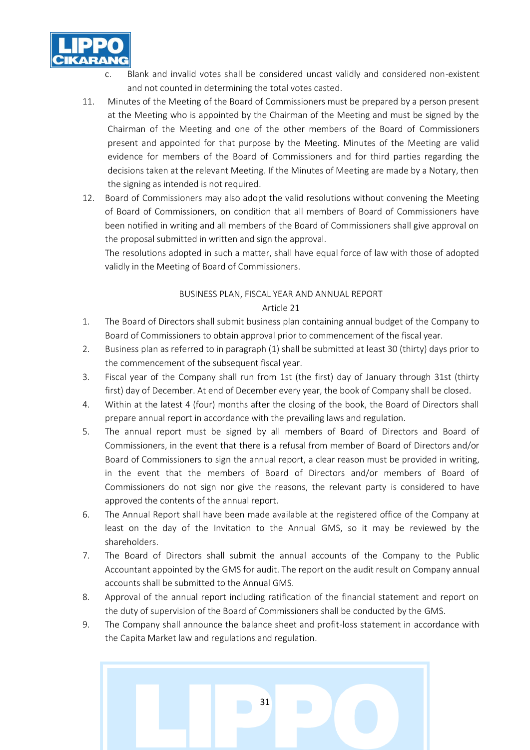c. Blank and invalid votes shall be considered uncast validly and considered non-existent and not counted in determining the total votes casted.

11. Minutes of the Meeting of the Board of Commissioners must be prepared by a person present at the Meeting who is appointed by the Chairman of the Meeting and must be signed by the Chairman of the Meeting and one of the other members of the Board of Commissioners present and appointed for that purpose by the Meeting. Minutes of the Meeting are valid evidence for members of the Board of Commissioners and for third parties regarding the decisions taken at the relevant Meeting. If the Minutes of Meeting are made by a Notary, then the signing as intended is not required.

12. Board of Commissioners may also adopt the valid resolutions without convening the Meeting of Board of Commissioners, on condition that all members of Board of Commissioners have been notified in writing and all members of the Board of Commissioners shall give approval on the proposal submitted in written and sign the approval.

    The resolutions adopted in such a matter, shall have equal force of law with those of adopted validly in the Meeting of Board of Commissioners.

## BUSINESS PLAN, FISCAL YEAR AND ANNUAL REPORT
### Article 21

1. The Board of Directors shall submit business plan containing annual budget of the Company to Board of Commissioners to obtain approval prior to commencement of the fiscal year.
2. Business plan as referred to in paragraph (1) shall be submitted at least 30 (thirty) days prior to the commencement of the subsequent fiscal year.
3. Fiscal year of the Company shall run from 1st (the first) day of January through 31st (thirty first) day of December. At end of December every year, the book of Company shall be closed.
4. Within at the latest 4 (four) months after the closing of the book, the Board of Directors shall prepare annual report in accordance with the prevailing laws and regulation.
5. The annual report must be signed by all members of Board of Directors and Board of Commissioners, in the event that there is a refusal from member of Board of Directors and/or Board of Commissioners to sign the annual report, a clear reason must be provided in writing, in the event that the members of Board of Directors and/or members of Board of Commissioners do not sign nor give the reasons, the relevant party is considered to have approved the contents of the annual report.
6. The Annual Report shall have been made available at the registered office of the Company at least on the day of the Invitation to the Annual GMS, so it may be reviewed by the shareholders.
7. The Board of Directors shall submit the annual accounts of the Company to the Public Accountant appointed by the GMS for audit. The report on the audit result on Company annual accounts shall be submitted to the Annual GMS.
8. Approval of the annual report including ratification of the financial statement and report on the duty of supervision of the Board of Commissioners shall be conducted by the GMS.
9. The Company shall announce the balance sheet and profit-loss statement in accordance with the Capita Market law and regulations and regulation.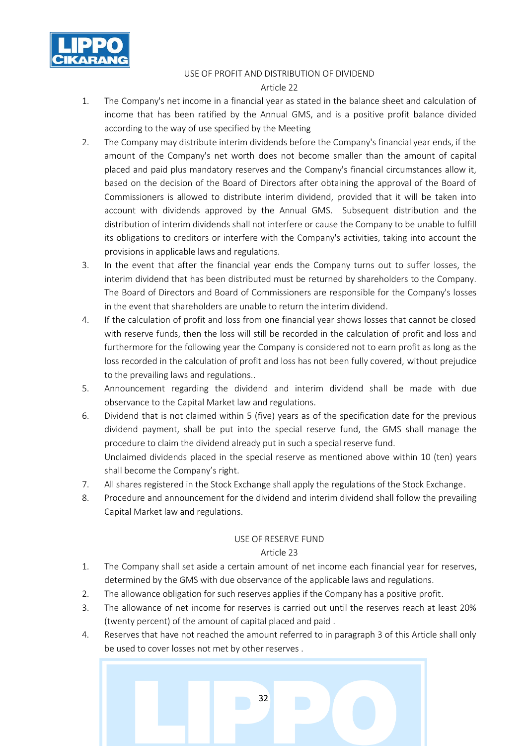USE OF PROFIT AND DISTRIBUTION OF DIVIDEND

Article 22

1. The Company's net income in a financial year as stated in the balance sheet and calculation of income that has been ratified by the Annual GMS, and is a positive profit balance divided according to the way of use specified by the Meeting
2. The Company may distribute interim dividends before the Company's financial year ends, if the amount of the Company's net worth does not become smaller than the amount of capital placed and paid plus mandatory reserves and the Company's financial circumstances allow it, based on the decision of the Board of Directors after obtaining the approval of the Board of Commissioners is allowed to distribute interim dividend, provided that it will be taken into account with dividends approved by the Annual GMS. Subsequent distribution and the distribution of interim dividends shall not interfere or cause the Company to be unable to fulfill its obligations to creditors or interfere with the Company's activities, taking into account the provisions in applicable laws and regulations.
3. In the event that after the financial year ends the Company turns out to suffer losses, the interim dividend that has been distributed must be returned by shareholders to the Company. The Board of Directors and Board of Commissioners are responsible for the Company's losses in the event that shareholders are unable to return the interim dividend.
4. If the calculation of profit and loss from one financial year shows losses that cannot be closed with reserve funds, then the loss will still be recorded in the calculation of profit and loss and furthermore for the following year the Company is considered not to earn profit as long as the loss recorded in the calculation of profit and loss has not been fully covered, without prejudice to the prevailing laws and regulations..
5. Announcement regarding the dividend and interim dividend shall be made with due observance to the Capital Market law and regulations.
6. Dividend that is not claimed within 5 (five) years as of the specification date for the previous dividend payment, shall be put into the special reserve fund, the GMS shall manage the procedure to claim the dividend already put in such a special reserve fund.
   Unclaimed dividends placed in the special reserve as mentioned above within 10 (ten) years shall become the Company's right.
7. All shares registered in the Stock Exchange shall apply the regulations of the Stock Exchange.
8. Procedure and announcement for the dividend and interim dividend shall follow the prevailing Capital Market law and regulations.

USE OF RESERVE FUND

Article 23

1. The Company shall set aside a certain amount of net income each financial year for reserves, determined by the GMS with due observance of the applicable laws and regulations.
2. The allowance obligation for such reserves applies if the Company has a positive profit.
3. The allowance of net income for reserves is carried out until the reserves reach at least 20% (twenty percent) of the amount of capital placed and paid .
4. Reserves that have not reached the amount referred to in paragraph 3 of this Article shall only be used to cover losses not met by other reserves .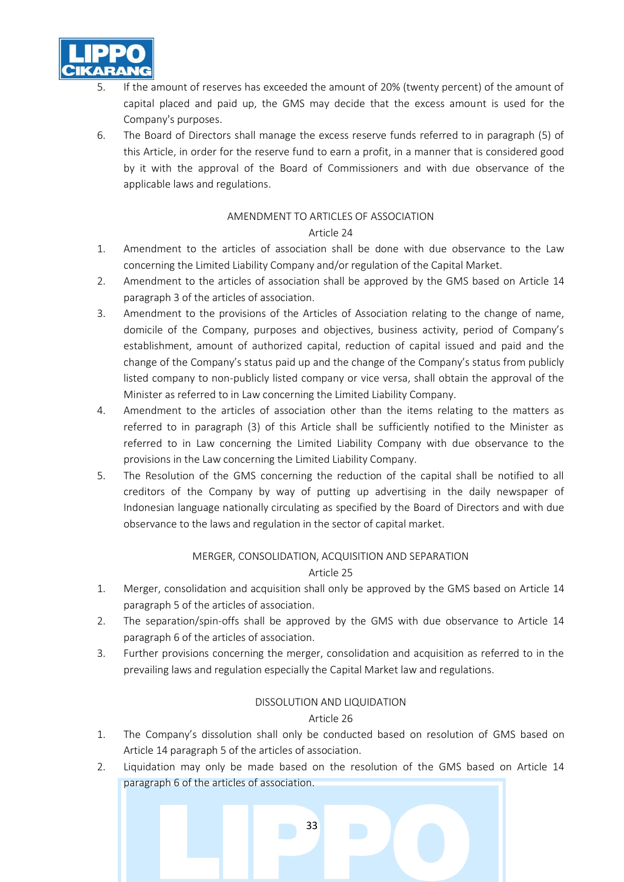5. If the amount of reserves has exceeded the amount of 20% (twenty percent) of the amount of capital placed and paid up, the GMS may decide that the excess amount is used for the Company's purposes.
6. The Board of Directors shall manage the excess reserve funds referred to in paragraph (5) of this Article, in order for the reserve fund to earn a profit, in a manner that is considered good by it with the approval of the Board of Commissioners and with due observance of the applicable laws and regulations.

AMENDMENT TO ARTICLES OF ASSOCIATION

Article 24

1. Amendment to the articles of association shall be done with due observance to the Law concerning the Limited Liability Company and/or regulation of the Capital Market.
2. Amendment to the articles of association shall be approved by the GMS based on Article 14 paragraph 3 of the articles of association.
3. Amendment to the provisions of the Articles of Association relating to the change of name, domicile of the Company, purposes and objectives, business activity, period of Company's establishment, amount of authorized capital, reduction of capital issued and paid and the change of the Company's status paid up and the change of the Company's status from publicly listed company to non-publicly listed company or vice versa, shall obtain the approval of the Minister as referred to in Law concerning the Limited Liability Company.
4. Amendment to the articles of association other than the items relating to the matters as referred to in paragraph (3) of this Article shall be sufficiently notified to the Minister as referred to in Law concerning the Limited Liability Company with due observance to the provisions in the Law concerning the Limited Liability Company.
5. The Resolution of the GMS concerning the reduction of the capital shall be notified to all creditors of the Company by way of putting up advertising in the daily newspaper of Indonesian language nationally circulating as specified by the Board of Directors and with due observance to the laws and regulation in the sector of capital market.

MERGER, CONSOLIDATION, ACQUISITION AND SEPARATION

Article 25

1. Merger, consolidation and acquisition shall only be approved by the GMS based on Article 14 paragraph 5 of the articles of association.
2. The separation/spin-offs shall be approved by the GMS with due observance to Article 14 paragraph 6 of the articles of association.
3. Further provisions concerning the merger, consolidation and acquisition as referred to in the prevailing laws and regulation especially the Capital Market law and regulations.

DISSOLUTION AND LIQUIDATION

Article 26

1. The Company's dissolution shall only be conducted based on resolution of GMS based on Article 14 paragraph 5 of the articles of association.
2. Liquidation may only be made based on the resolution of the GMS based on Article 14 paragraph 6 of the articles of association.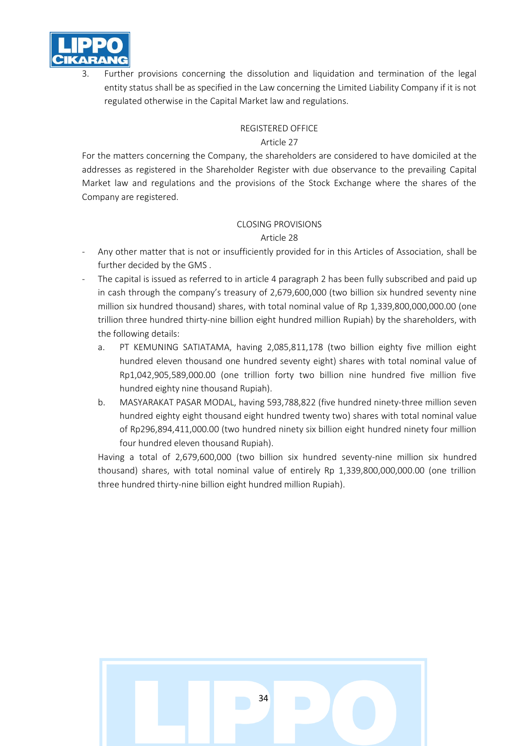3. Further provisions concerning the dissolution and liquidation and termination of the legal entity status shall be as specified in the Law concerning the Limited Liability Company if it is not regulated otherwise in the Capital Market law and regulations.

### REGISTERED OFFICE

### Article 27

For the matters concerning the Company, the shareholders are considered to have domiciled at the addresses as registered in the Shareholder Register with due observance to the prevailing Capital Market law and regulations and the provisions of the Stock Exchange where the shares of the Company are registered.

### CLOSING PROVISIONS

### Article 28

- Any other matter that is not or insufficiently provided for in this Articles of Association, shall be further decided by the GMS .
- The capital is issued as referred to in article 4 paragraph 2 has been fully subscribed and paid up in cash through the company's treasury of 2,679,600,000 (two billion six hundred seventy nine million six hundred thousand) shares, with total nominal value of Rp 1,339,800,000,000.00 (one trillion three hundred thirty-nine billion eight hundred million Rupiah) by the shareholders, with the following details:
  - a. PT KEMUNING SATIATAMA, having 2,085,811,178 (two billion eighty five million eight hundred eleven thousand one hundred seventy eight) shares with total nominal value of Rp1,042,905,589,000.00 (one trillion forty two billion nine hundred five million five hundred eighty nine thousand Rupiah).
  - b. MASYARAKAT PASAR MODAL, having 593,788,822 (five hundred ninety-three million seven hundred eighty eight thousand eight hundred twenty two) shares with total nominal value of Rp296,894,411,000.00 (two hundred ninety six billion eight hundred ninety four million four hundred eleven thousand Rupiah).

  Having a total of 2,679,600,000 (two billion six hundred seventy-nine million six hundred thousand) shares, with total nominal value of entirely Rp 1,339,800,000,000.00 (one trillion three hundred thirty-nine billion eight hundred million Rupiah).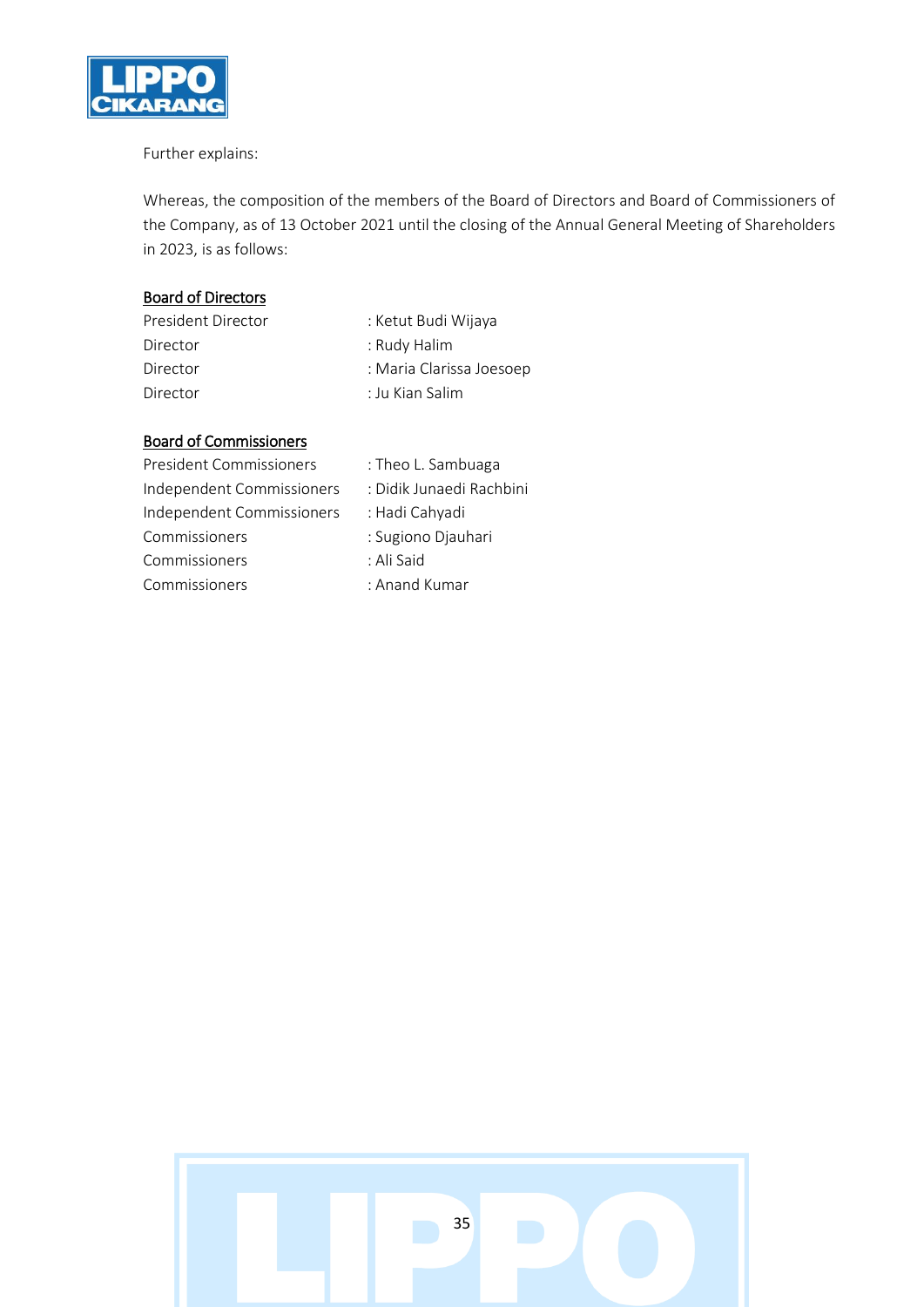Further explains:

Whereas, the composition of the members of the Board of Directors and Board of Commissioners of the Company, as of 13 October 2021 until the closing of the Annual General Meeting of Shareholders in 2023, is as follows:

**Board of Directors**

| | |
|---|---|
| President Director | : Ketut Budi Wijaya |
| Director | : Rudy Halim |
| Director | : Maria Clarissa Joesoep |
| Director | : Ju Kian Salim |

**Board of Commissioners**

| | |
|---|---|
| President Commissioners | : Theo L. Sambuaga |
| Independent Commissioners | : Didik Junaedi Rachbini |
| Independent Commissioners | : Hadi Cahyadi |
| Commissioners | : Sugiono Djauhari |
| Commissioners | : Ali Said |
| Commissioners | : Anand Kumar |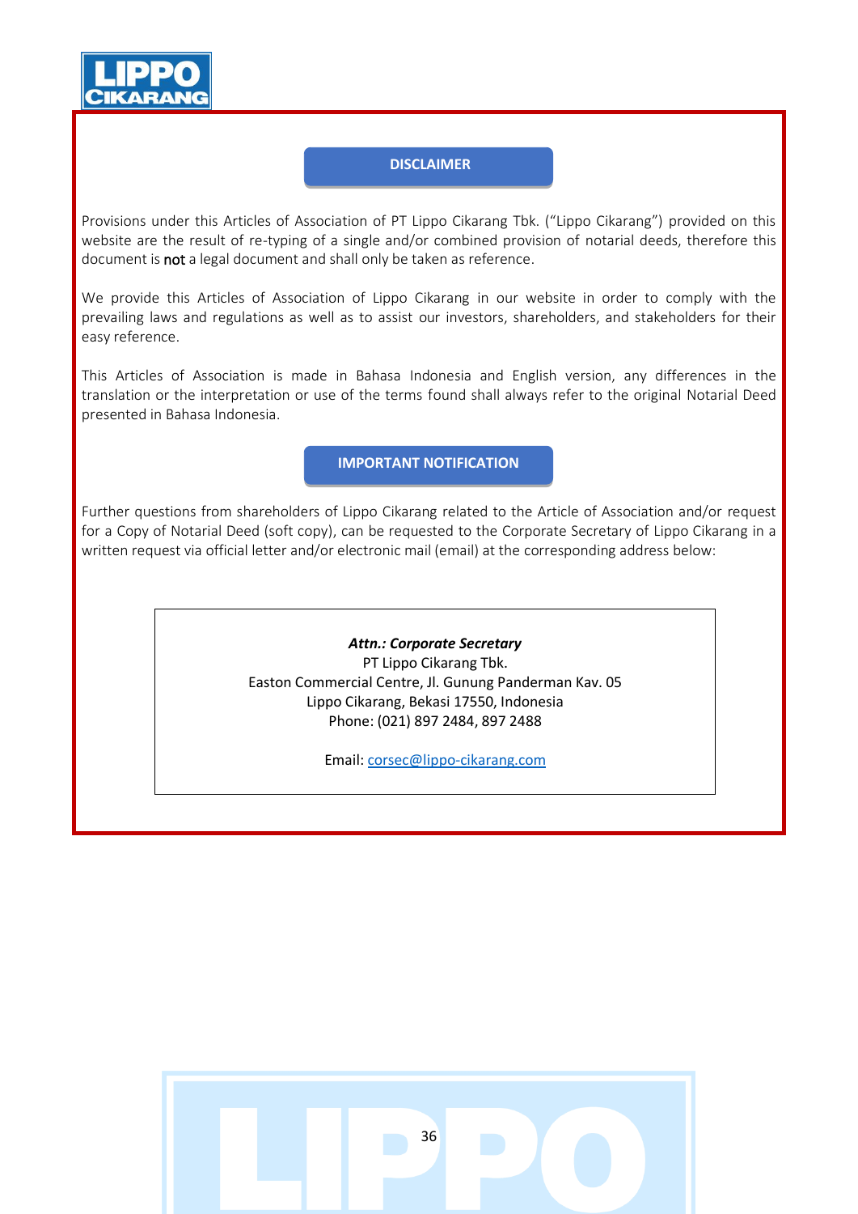## DISCLAIMER

Provisions under this Articles of Association of PT Lippo Cikarang Tbk. ("Lippo Cikarang") provided on this website are the result of re-typing of a single and/or combined provision of notarial deeds, therefore this document is **not** a legal document and shall only be taken as reference.

We provide this Articles of Association of Lippo Cikarang in our website in order to comply with the prevailing laws and regulations as well as to assist our investors, shareholders, and stakeholders for their easy reference.

This Articles of Association is made in Bahasa Indonesia and English version, any differences in the translation or the interpretation or use of the terms found shall always refer to the original Notarial Deed presented in Bahasa Indonesia.

## IMPORTANT NOTIFICATION

Further questions from shareholders of Lippo Cikarang related to the Article of Association and/or request for a Copy of Notarial Deed (soft copy), can be requested to the Corporate Secretary of Lippo Cikarang in a written request via official letter and/or electronic mail (email) at the corresponding address below:

***Attn.: Corporate Secretary***
PT Lippo Cikarang Tbk.
Easton Commercial Centre, Jl. Gunung Panderman Kav. 05
Lippo Cikarang, Bekasi 17550, Indonesia
Phone: (021) 897 2484, 897 2488

Email: corsec@lippo-cikarang.com